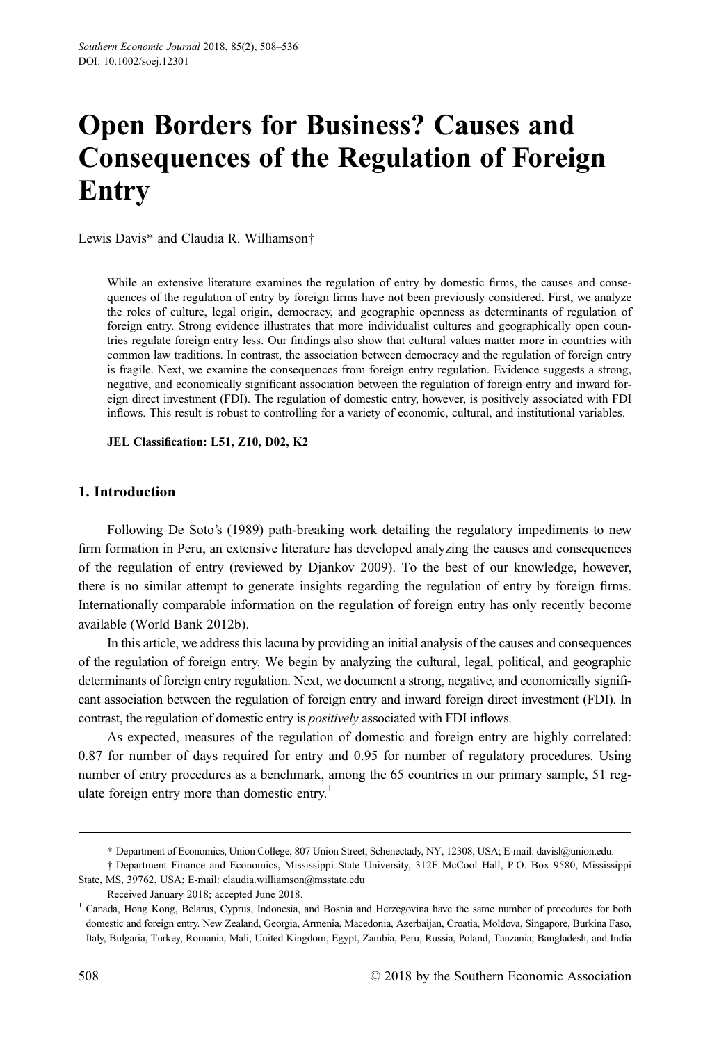# Open Borders for Business? Causes and Consequences of the Regulation of Foreign Entry

Lewis Davis* and Claudia R. Williamson†

> While an extensive literature examines the regulation of entry by domestic firms, the causes and consequences of the regulation of entry by foreign firms have not been previously considered. First, we analyze the roles of culture, legal origin, democracy, and geographic openness as determinants of regulation of foreign entry. Strong evidence illustrates that more individualist cultures and geographically open countries regulate foreign entry less. Our findings also show that cultural values matter more in countries with common law traditions. In contrast, the association between democracy and the regulation of foreign entry is fragile. Next, we examine the consequences from foreign entry regulation. Evidence suggests a strong, negative, and economically significant association between the regulation of foreign entry and inward foreign direct investment (FDI). The regulation of domestic entry, however, is positively associated with FDI inflows. This result is robust to controlling for a variety of economic, cultural, and institutional variables.
>
> **JEL Classification: L51, Z10, D02, K2**

## 1. Introduction

Following De Soto's (1989) path-breaking work detailing the regulatory impediments to new firm formation in Peru, an extensive literature has developed analyzing the causes and consequences of the regulation of entry (reviewed by Djankov 2009). To the best of our knowledge, however, there is no similar attempt to generate insights regarding the regulation of entry by foreign firms. Internationally comparable information on the regulation of foreign entry has only recently become available (World Bank 2012b).

In this article, we address this lacuna by providing an initial analysis of the causes and consequences of the regulation of foreign entry. We begin by analyzing the cultural, legal, political, and geographic determinants of foreign entry regulation. Next, we document a strong, negative, and economically significant association between the regulation of foreign entry and inward foreign direct investment (FDI). In contrast, the regulation of domestic entry is *positively* associated with FDI inflows.

As expected, measures of the regulation of domestic and foreign entry are highly correlated: 0.87 for number of days required for entry and 0.95 for number of regulatory procedures. Using number of entry procedures as a benchmark, among the 65 countries in our primary sample, 51 regulate foreign entry more than domestic entry.[1]

---

\* Department of Economics, Union College, 807 Union Street, Schenectady, NY, 12308, USA; E-mail: davisl@union.edu.

† Department Finance and Economics, Mississippi State University, 312F McCool Hall, P.O. Box 9580, Mississippi State, MS, 39762, USA; E-mail: claudia.williamson@msstate.edu

Received January 2018; accepted June 2018.

[1] Canada, Hong Kong, Belarus, Cyprus, Indonesia, and Bosnia and Herzegovina have the same number of procedures for both domestic and foreign entry. New Zealand, Georgia, Armenia, Macedonia, Azerbaijan, Croatia, Moldova, Singapore, Burkina Faso, Italy, Bulgaria, Turkey, Romania, Mali, United Kingdom, Egypt, Zambia, Peru, Russia, Poland, Tanzania, Bangladesh, and India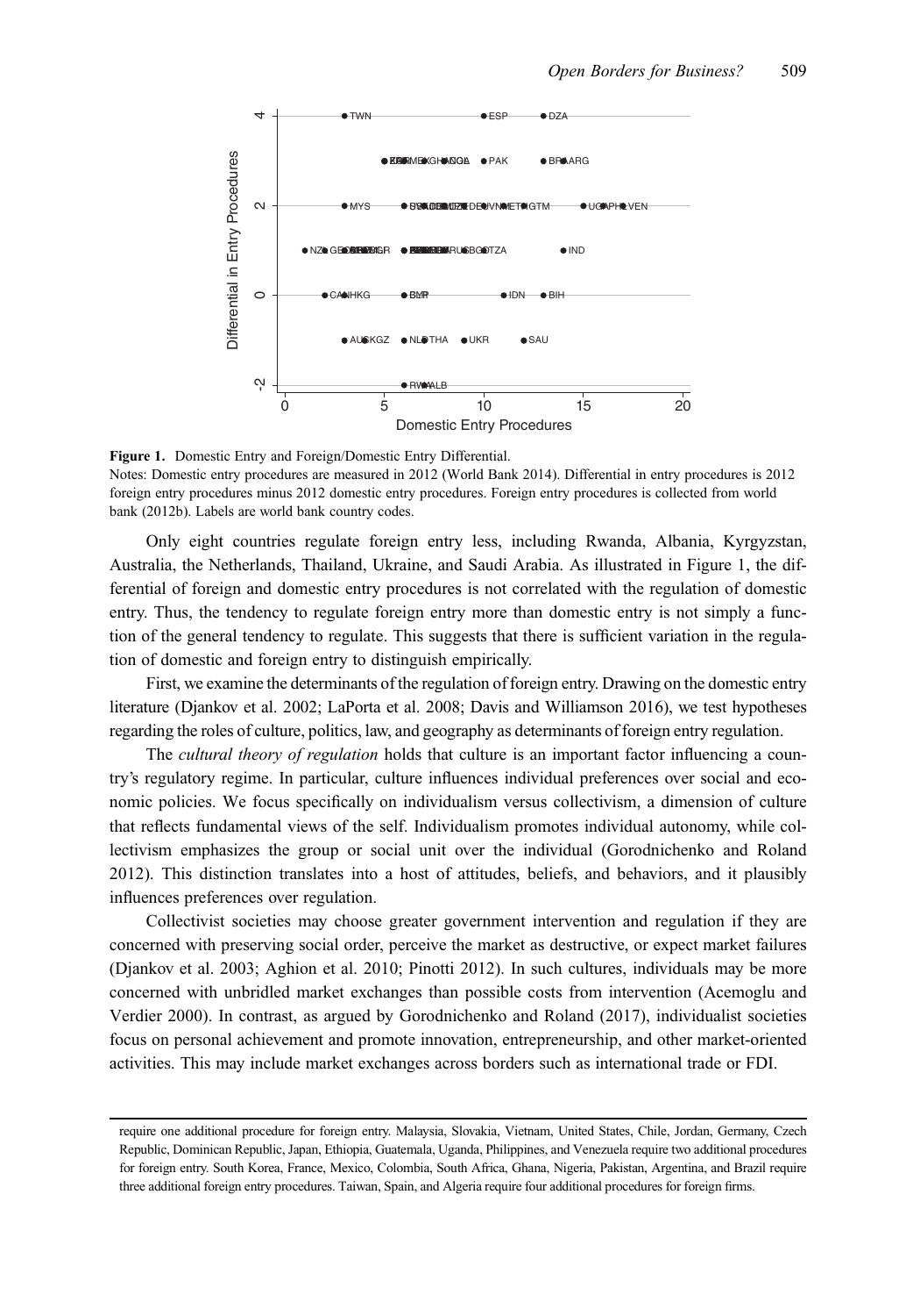**Figure 1.** Domestic Entry and Foreign/Domestic Entry Differential.
Notes: Domestic entry procedures are measured in 2012 (World Bank 2014). Differential in entry procedures is 2012 foreign entry procedures minus 2012 domestic entry procedures. Foreign entry procedures is collected from world bank (2012b). Labels are world bank country codes.

Only eight countries regulate foreign entry less, including Rwanda, Albania, Kyrgyzstan, Australia, the Netherlands, Thailand, Ukraine, and Saudi Arabia. As illustrated in Figure 1, the differential of foreign and domestic entry procedures is not correlated with the regulation of domestic entry. Thus, the tendency to regulate foreign entry more than domestic entry is not simply a function of the general tendency to regulate. This suggests that there is sufficient variation in the regulation of domestic and foreign entry to distinguish empirically.

First, we examine the determinants of the regulation of foreign entry. Drawing on the domestic entry literature (Djankov et al. 2002; LaPorta et al. 2008; Davis and Williamson 2016), we test hypotheses regarding the roles of culture, politics, law, and geography as determinants of foreign entry regulation.

The *cultural theory of regulation* holds that culture is an important factor influencing a country's regulatory regime. In particular, culture influences individual preferences over social and economic policies. We focus specifically on individualism versus collectivism, a dimension of culture that reflects fundamental views of the self. Individualism promotes individual autonomy, while collectivism emphasizes the group or social unit over the individual (Gorodnichenko and Roland 2012). This distinction translates into a host of attitudes, beliefs, and behaviors, and it plausibly influences preferences over regulation.

Collectivist societies may choose greater government intervention and regulation if they are concerned with preserving social order, perceive the market as destructive, or expect market failures (Djankov et al. 2003; Aghion et al. 2010; Pinotti 2012). In such cultures, individuals may be more concerned with unbridled market exchanges than possible costs from intervention (Acemoglu and Verdier 2000). In contrast, as argued by Gorodnichenko and Roland (2017), individualist societies focus on personal achievement and promote innovation, entrepreneurship, and other market-oriented activities. This may include market exchanges across borders such as international trade or FDI.

require one additional procedure for foreign entry. Malaysia, Slovakia, Vietnam, United States, Chile, Jordan, Germany, Czech Republic, Dominican Republic, Japan, Ethiopia, Guatemala, Uganda, Philippines, and Venezuela require two additional procedures for foreign entry. South Korea, France, Mexico, Colombia, South Africa, Ghana, Nigeria, Pakistan, Argentina, and Brazil require three additional foreign entry procedures. Taiwan, Spain, and Algeria require four additional procedures for foreign firms.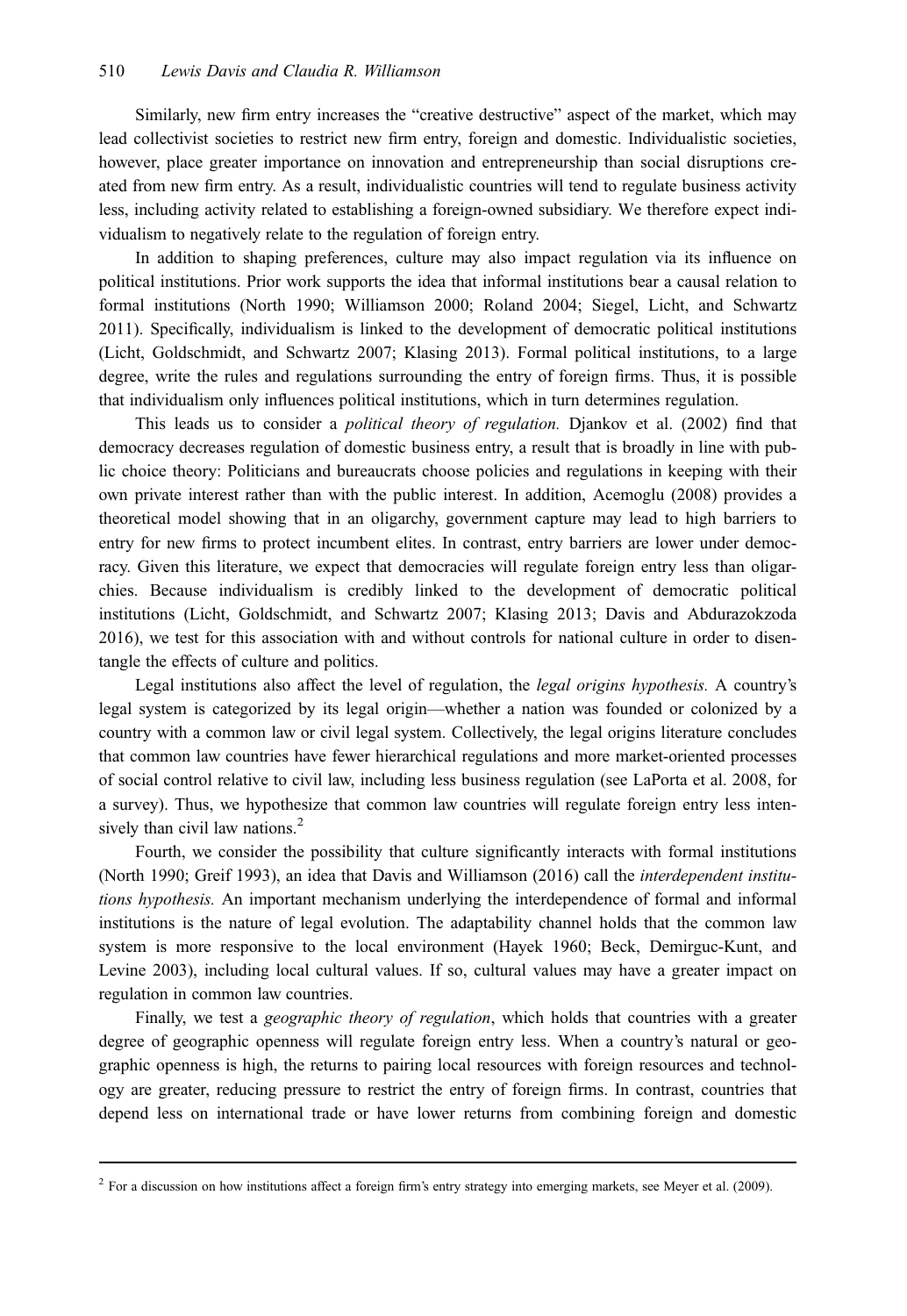Similarly, new firm entry increases the "creative destructive" aspect of the market, which may lead collectivist societies to restrict new firm entry, foreign and domestic. Individualistic societies, however, place greater importance on innovation and entrepreneurship than social disruptions created from new firm entry. As a result, individualistic countries will tend to regulate business activity less, including activity related to establishing a foreign-owned subsidiary. We therefore expect individualism to negatively relate to the regulation of foreign entry.

In addition to shaping preferences, culture may also impact regulation via its influence on political institutions. Prior work supports the idea that informal institutions bear a causal relation to formal institutions (North 1990; Williamson 2000; Roland 2004; Siegel, Licht, and Schwartz 2011). Specifically, individualism is linked to the development of democratic political institutions (Licht, Goldschmidt, and Schwartz 2007; Klasing 2013). Formal political institutions, to a large degree, write the rules and regulations surrounding the entry of foreign firms. Thus, it is possible that individualism only influences political institutions, which in turn determines regulation.

This leads us to consider a *political theory of regulation.* Djankov et al. (2002) find that democracy decreases regulation of domestic business entry, a result that is broadly in line with public choice theory: Politicians and bureaucrats choose policies and regulations in keeping with their own private interest rather than with the public interest. In addition, Acemoglu (2008) provides a theoretical model showing that in an oligarchy, government capture may lead to high barriers to entry for new firms to protect incumbent elites. In contrast, entry barriers are lower under democracy. Given this literature, we expect that democracies will regulate foreign entry less than oligarchies. Because individualism is credibly linked to the development of democratic political institutions (Licht, Goldschmidt, and Schwartz 2007; Klasing 2013; Davis and Abdurazokzoda 2016), we test for this association with and without controls for national culture in order to disentangle the effects of culture and politics.

Legal institutions also affect the level of regulation, the *legal origins hypothesis.* A country's legal system is categorized by its legal origin—whether a nation was founded or colonized by a country with a common law or civil legal system. Collectively, the legal origins literature concludes that common law countries have fewer hierarchical regulations and more market-oriented processes of social control relative to civil law, including less business regulation (see LaPorta et al. 2008, for a survey). Thus, we hypothesize that common law countries will regulate foreign entry less intensively than civil law nations.[2]

Fourth, we consider the possibility that culture significantly interacts with formal institutions (North 1990; Greif 1993), an idea that Davis and Williamson (2016) call the *interdependent institutions hypothesis.* An important mechanism underlying the interdependence of formal and informal institutions is the nature of legal evolution. The adaptability channel holds that the common law system is more responsive to the local environment (Hayek 1960; Beck, Demirguc-Kunt, and Levine 2003), including local cultural values. If so, cultural values may have a greater impact on regulation in common law countries.

Finally, we test a *geographic theory of regulation*, which holds that countries with a greater degree of geographic openness will regulate foreign entry less. When a country's natural or geographic openness is high, the returns to pairing local resources with foreign resources and technology are greater, reducing pressure to restrict the entry of foreign firms. In contrast, countries that depend less on international trade or have lower returns from combining foreign and domestic

[2] For a discussion on how institutions affect a foreign firm's entry strategy into emerging markets, see Meyer et al. (2009).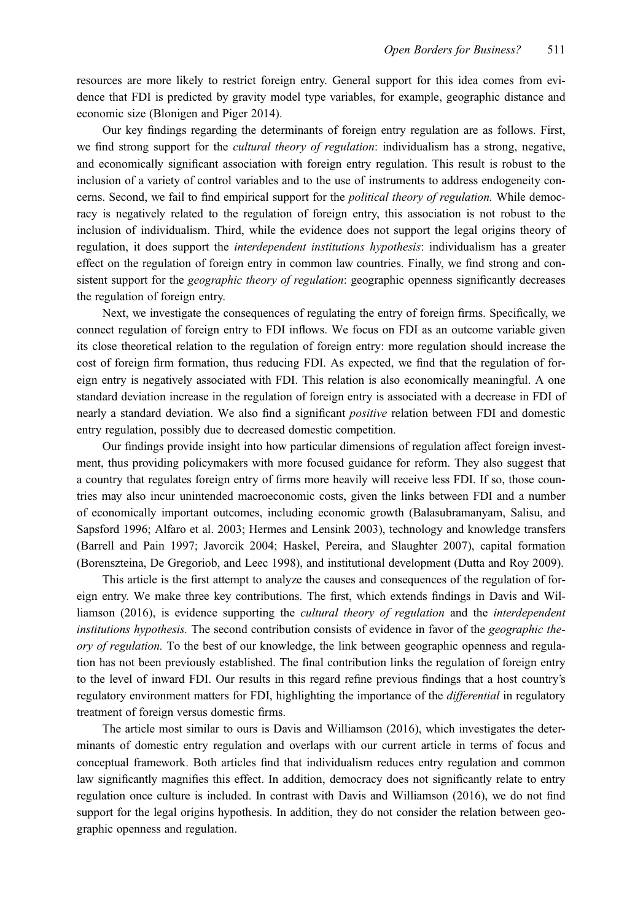resources are more likely to restrict foreign entry. General support for this idea comes from evidence that FDI is predicted by gravity model type variables, for example, geographic distance and economic size (Blonigen and Piger 2014).

Our key findings regarding the determinants of foreign entry regulation are as follows. First, we find strong support for the *cultural theory of regulation*: individualism has a strong, negative, and economically significant association with foreign entry regulation. This result is robust to the inclusion of a variety of control variables and to the use of instruments to address endogeneity concerns. Second, we fail to find empirical support for the *political theory of regulation.* While democracy is negatively related to the regulation of foreign entry, this association is not robust to the inclusion of individualism. Third, while the evidence does not support the legal origins theory of regulation, it does support the *interdependent institutions hypothesis*: individualism has a greater effect on the regulation of foreign entry in common law countries. Finally, we find strong and consistent support for the *geographic theory of regulation*: geographic openness significantly decreases the regulation of foreign entry.

Next, we investigate the consequences of regulating the entry of foreign firms. Specifically, we connect regulation of foreign entry to FDI inflows. We focus on FDI as an outcome variable given its close theoretical relation to the regulation of foreign entry: more regulation should increase the cost of foreign firm formation, thus reducing FDI. As expected, we find that the regulation of foreign entry is negatively associated with FDI. This relation is also economically meaningful. A one standard deviation increase in the regulation of foreign entry is associated with a decrease in FDI of nearly a standard deviation. We also find a significant *positive* relation between FDI and domestic entry regulation, possibly due to decreased domestic competition.

Our findings provide insight into how particular dimensions of regulation affect foreign investment, thus providing policymakers with more focused guidance for reform. They also suggest that a country that regulates foreign entry of firms more heavily will receive less FDI. If so, those countries may also incur unintended macroeconomic costs, given the links between FDI and a number of economically important outcomes, including economic growth (Balasubramanyam, Salisu, and Sapsford 1996; Alfaro et al. 2003; Hermes and Lensink 2003), technology and knowledge transfers (Barrell and Pain 1997; Javorcik 2004; Haskel, Pereira, and Slaughter 2007), capital formation (Borensztein, De Gregoriob, and Leec 1998), and institutional development (Dutta and Roy 2009).

This article is the first attempt to analyze the causes and consequences of the regulation of foreign entry. We make three key contributions. The first, which extends findings in Davis and Williamson (2016), is evidence supporting the *cultural theory of regulation* and the *interdependent institutions hypothesis.* The second contribution consists of evidence in favor of the *geographic theory of regulation.* To the best of our knowledge, the link between geographic openness and regulation has not been previously established. The final contribution links the regulation of foreign entry to the level of inward FDI. Our results in this regard refine previous findings that a host country's regulatory environment matters for FDI, highlighting the importance of the *differential* in regulatory treatment of foreign versus domestic firms.

The article most similar to ours is Davis and Williamson (2016), which investigates the determinants of domestic entry regulation and overlaps with our current article in terms of focus and conceptual framework. Both articles find that individualism reduces entry regulation and common law significantly magnifies this effect. In addition, democracy does not significantly relate to entry regulation once culture is included. In contrast with Davis and Williamson (2016), we do not find support for the legal origins hypothesis. In addition, they do not consider the relation between geographic openness and regulation.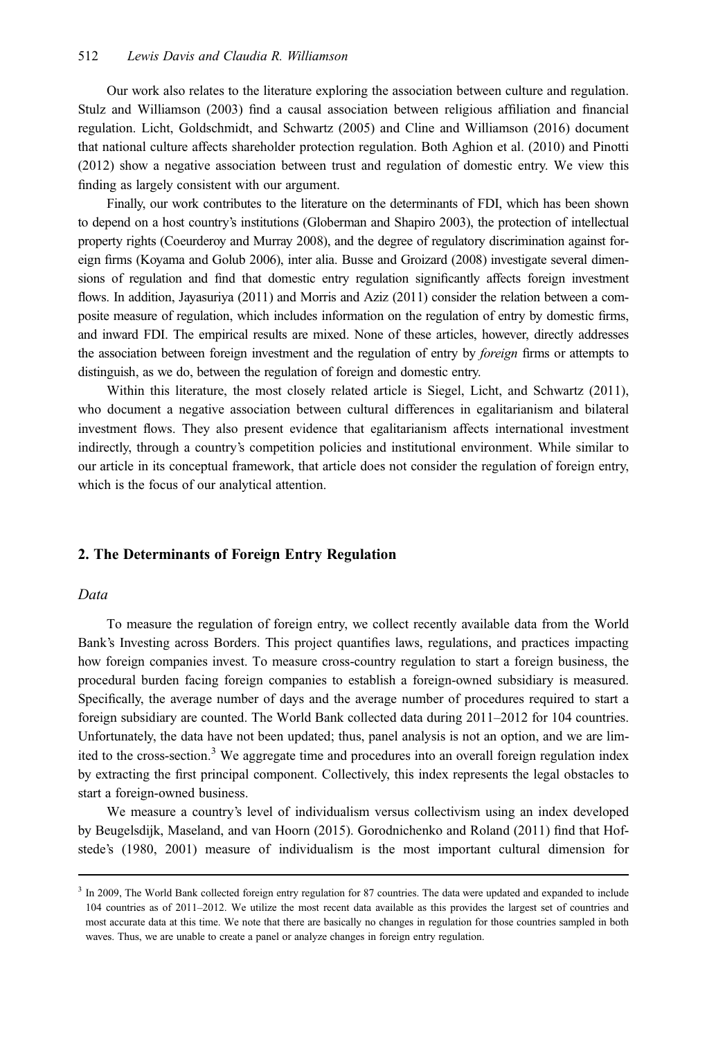Our work also relates to the literature exploring the association between culture and regulation. Stulz and Williamson (2003) find a causal association between religious affiliation and financial regulation. Licht, Goldschmidt, and Schwartz (2005) and Cline and Williamson (2016) document that national culture affects shareholder protection regulation. Both Aghion et al. (2010) and Pinotti (2012) show a negative association between trust and regulation of domestic entry. We view this finding as largely consistent with our argument.

Finally, our work contributes to the literature on the determinants of FDI, which has been shown to depend on a host country's institutions (Globerman and Shapiro 2003), the protection of intellectual property rights (Coeurderoy and Murray 2008), and the degree of regulatory discrimination against foreign firms (Koyama and Golub 2006), inter alia. Busse and Groizard (2008) investigate several dimensions of regulation and find that domestic entry regulation significantly affects foreign investment flows. In addition, Jayasuriya (2011) and Morris and Aziz (2011) consider the relation between a composite measure of regulation, which includes information on the regulation of entry by domestic firms, and inward FDI. The empirical results are mixed. None of these articles, however, directly addresses the association between foreign investment and the regulation of entry by *foreign* firms or attempts to distinguish, as we do, between the regulation of foreign and domestic entry.

Within this literature, the most closely related article is Siegel, Licht, and Schwartz (2011), who document a negative association between cultural differences in egalitarianism and bilateral investment flows. They also present evidence that egalitarianism affects international investment indirectly, through a country's competition policies and institutional environment. While similar to our article in its conceptual framework, that article does not consider the regulation of foreign entry, which is the focus of our analytical attention.

## 2. The Determinants of Foreign Entry Regulation

### *Data*

To measure the regulation of foreign entry, we collect recently available data from the World Bank's Investing across Borders. This project quantifies laws, regulations, and practices impacting how foreign companies invest. To measure cross-country regulation to start a foreign business, the procedural burden facing foreign companies to establish a foreign-owned subsidiary is measured. Specifically, the average number of days and the average number of procedures required to start a foreign subsidiary are counted. The World Bank collected data during 2011–2012 for 104 countries. Unfortunately, the data have not been updated; thus, panel analysis is not an option, and we are limited to the cross-section.[3] We aggregate time and procedures into an overall foreign regulation index by extracting the first principal component. Collectively, this index represents the legal obstacles to start a foreign-owned business.

We measure a country's level of individualism versus collectivism using an index developed by Beugelsdijk, Maseland, and van Hoorn (2015). Gorodnichenko and Roland (2011) find that Hofstede's (1980, 2001) measure of individualism is the most important cultural dimension for

[3] In 2009, The World Bank collected foreign entry regulation for 87 countries. The data were updated and expanded to include 104 countries as of 2011–2012. We utilize the most recent data available as this provides the largest set of countries and most accurate data at this time. We note that there are basically no changes in regulation for those countries sampled in both waves. Thus, we are unable to create a panel or analyze changes in foreign entry regulation.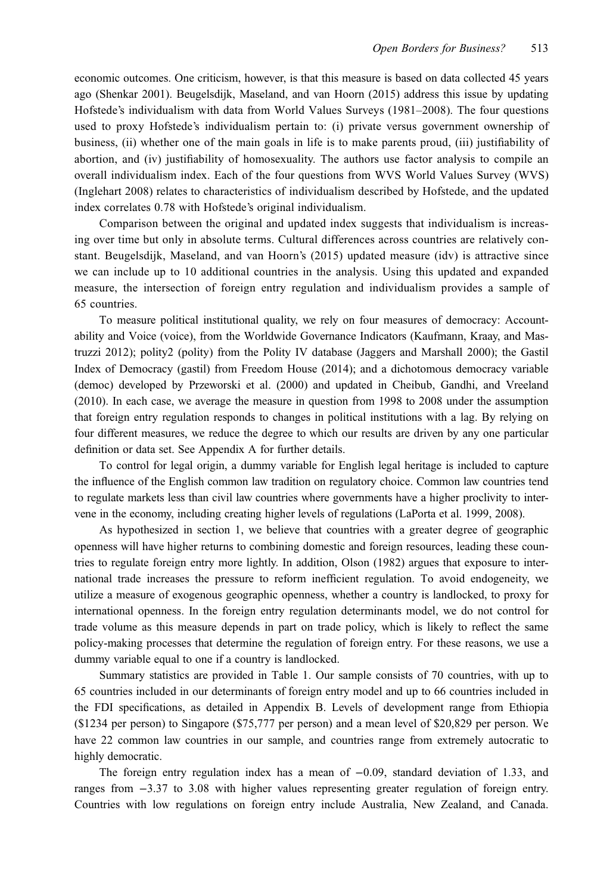economic outcomes. One criticism, however, is that this measure is based on data collected 45 years ago (Shenkar 2001). Beugelsdijk, Maseland, and van Hoorn (2015) address this issue by updating Hofstede's individualism with data from World Values Surveys (1981–2008). The four questions used to proxy Hofstede's individualism pertain to: (i) private versus government ownership of business, (ii) whether one of the main goals in life is to make parents proud, (iii) justifiability of abortion, and (iv) justifiability of homosexuality. The authors use factor analysis to compile an overall individualism index. Each of the four questions from WVS World Values Survey (WVS) (Inglehart 2008) relates to characteristics of individualism described by Hofstede, and the updated index correlates 0.78 with Hofstede's original individualism.

Comparison between the original and updated index suggests that individualism is increasing over time but only in absolute terms. Cultural differences across countries are relatively constant. Beugelsdijk, Maseland, and van Hoorn's (2015) updated measure (idv) is attractive since we can include up to 10 additional countries in the analysis. Using this updated and expanded measure, the intersection of foreign entry regulation and individualism provides a sample of 65 countries.

To measure political institutional quality, we rely on four measures of democracy: Accountability and Voice (voice), from the Worldwide Governance Indicators (Kaufmann, Kraay, and Mastruzzi 2012); polity2 (polity) from the Polity IV database (Jaggers and Marshall 2000); the Gastil Index of Democracy (gastil) from Freedom House (2014); and a dichotomous democracy variable (democ) developed by Przeworski et al. (2000) and updated in Cheibub, Gandhi, and Vreeland (2010). In each case, we average the measure in question from 1998 to 2008 under the assumption that foreign entry regulation responds to changes in political institutions with a lag. By relying on four different measures, we reduce the degree to which our results are driven by any one particular definition or data set. See Appendix A for further details.

To control for legal origin, a dummy variable for English legal heritage is included to capture the influence of the English common law tradition on regulatory choice. Common law countries tend to regulate markets less than civil law countries where governments have a higher proclivity to intervene in the economy, including creating higher levels of regulations (LaPorta et al. 1999, 2008).

As hypothesized in section 1, we believe that countries with a greater degree of geographic openness will have higher returns to combining domestic and foreign resources, leading these countries to regulate foreign entry more lightly. In addition, Olson (1982) argues that exposure to international trade increases the pressure to reform inefficient regulation. To avoid endogeneity, we utilize a measure of exogenous geographic openness, whether a country is landlocked, to proxy for international openness. In the foreign entry regulation determinants model, we do not control for trade volume as this measure depends in part on trade policy, which is likely to reflect the same policy-making processes that determine the regulation of foreign entry. For these reasons, we use a dummy variable equal to one if a country is landlocked.

Summary statistics are provided in Table 1. Our sample consists of 70 countries, with up to 65 countries included in our determinants of foreign entry model and up to 66 countries included in the FDI specifications, as detailed in Appendix B. Levels of development range from Ethiopia ($1234 per person) to Singapore ($75,777 per person) and a mean level of $20,829 per person. We have 22 common law countries in our sample, and countries range from extremely autocratic to highly democratic.

The foreign entry regulation index has a mean of −0.09, standard deviation of 1.33, and ranges from −3.37 to 3.08 with higher values representing greater regulation of foreign entry. Countries with low regulations on foreign entry include Australia, New Zealand, and Canada.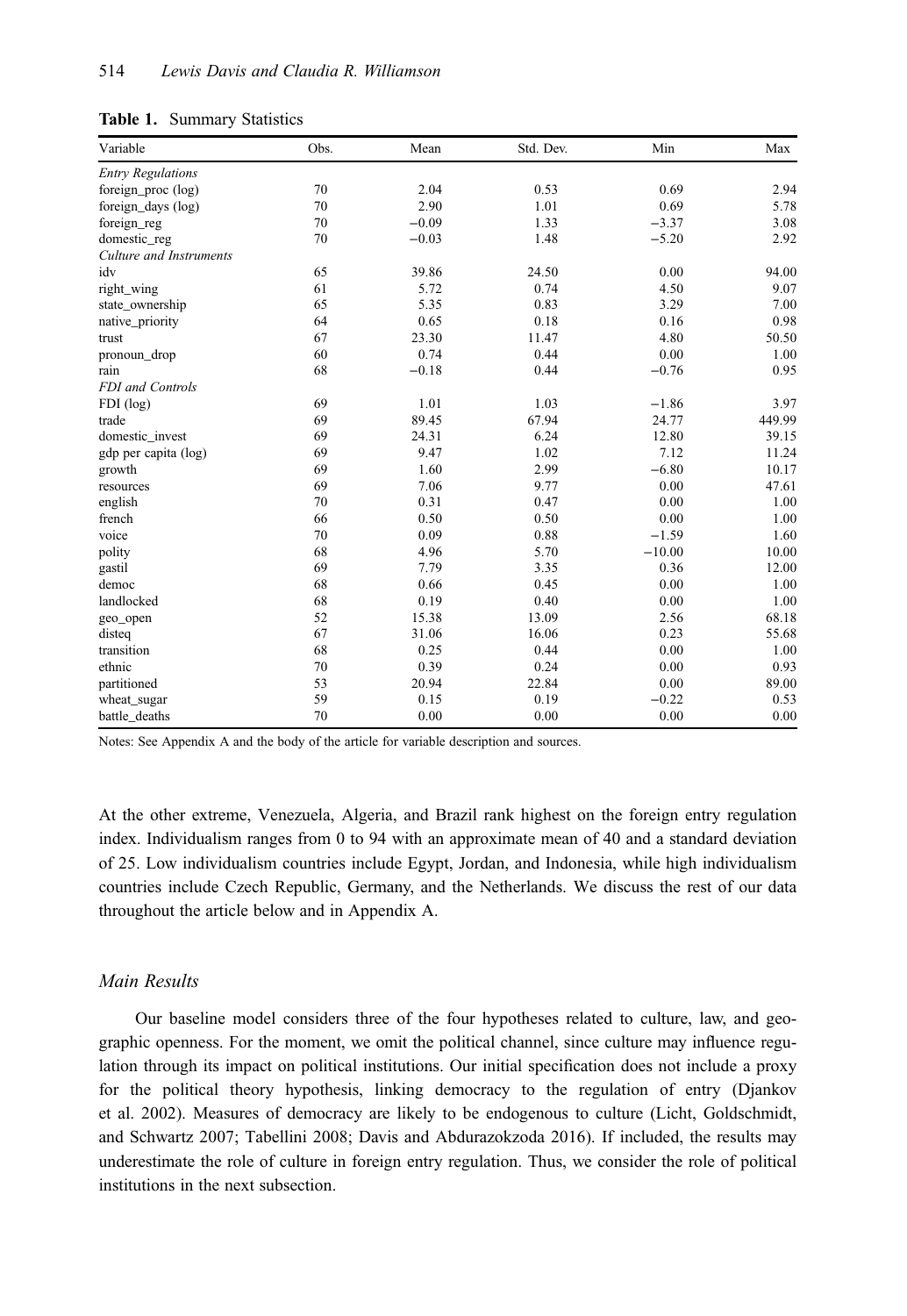**Table 1.** Summary Statistics

| Variable | Obs. | Mean | Std. Dev. | Min | Max |
|---|---|---|---|---|---|
| *Entry Regulations* | | | | | |
| foreign_proc (log) | 70 | 2.04 | 0.53 | 0.69 | 2.94 |
| foreign_days (log) | 70 | 2.90 | 1.01 | 0.69 | 5.78 |
| foreign_reg | 70 | −0.09 | 1.33 | −3.37 | 3.08 |
| domestic_reg | 70 | −0.03 | 1.48 | −5.20 | 2.92 |
| *Culture and Instruments* | | | | | |
| idv | 65 | 39.86 | 24.50 | 0.00 | 94.00 |
| right_wing | 61 | 5.72 | 0.74 | 4.50 | 9.07 |
| state_ownership | 65 | 5.35 | 0.83 | 3.29 | 7.00 |
| native_priority | 64 | 0.65 | 0.18 | 0.16 | 0.98 |
| trust | 67 | 23.30 | 11.47 | 4.80 | 50.50 |
| pronoun_drop | 60 | 0.74 | 0.44 | 0.00 | 1.00 |
| rain | 68 | −0.18 | 0.44 | −0.76 | 0.95 |
| *FDI and Controls* | | | | | |
| FDI (log) | 69 | 1.01 | 1.03 | −1.86 | 3.97 |
| trade | 69 | 89.45 | 67.94 | 24.77 | 449.99 |
| domestic_invest | 69 | 24.31 | 6.24 | 12.80 | 39.15 |
| gdp per capita (log) | 69 | 9.47 | 1.02 | 7.12 | 11.24 |
| growth | 69 | 1.60 | 2.99 | −6.80 | 10.17 |
| resources | 69 | 7.06 | 9.77 | 0.00 | 47.61 |
| english | 70 | 0.31 | 0.47 | 0.00 | 1.00 |
| french | 66 | 0.50 | 0.50 | 0.00 | 1.00 |
| voice | 70 | 0.09 | 0.88 | −1.59 | 1.60 |
| polity | 68 | 4.96 | 5.70 | −10.00 | 10.00 |
| gastil | 69 | 7.79 | 3.35 | 0.36 | 12.00 |
| democ | 68 | 0.66 | 0.45 | 0.00 | 1.00 |
| landlocked | 68 | 0.19 | 0.40 | 0.00 | 1.00 |
| geo_open | 52 | 15.38 | 13.09 | 2.56 | 68.18 |
| disteq | 67 | 31.06 | 16.06 | 0.23 | 55.68 |
| transition | 68 | 0.25 | 0.44 | 0.00 | 1.00 |
| ethnic | 70 | 0.39 | 0.24 | 0.00 | 0.93 |
| partitioned | 53 | 20.94 | 22.84 | 0.00 | 89.00 |
| wheat_sugar | 59 | 0.15 | 0.19 | −0.22 | 0.53 |
| battle_deaths | 70 | 0.00 | 0.00 | 0.00 | 0.00 |

Notes: See Appendix A and the body of the article for variable description and sources.

At the other extreme, Venezuela, Algeria, and Brazil rank highest on the foreign entry regulation index. Individualism ranges from 0 to 94 with an approximate mean of 40 and a standard deviation of 25. Low individualism countries include Egypt, Jordan, and Indonesia, while high individualism countries include Czech Republic, Germany, and the Netherlands. We discuss the rest of our data throughout the article below and in Appendix A.

### *Main Results*

Our baseline model considers three of the four hypotheses related to culture, law, and geographic openness. For the moment, we omit the political channel, since culture may influence regulation through its impact on political institutions. Our initial specification does not include a proxy for the political theory hypothesis, linking democracy to the regulation of entry (Djankov et al. 2002). Measures of democracy are likely to be endogenous to culture (Licht, Goldschmidt, and Schwartz 2007; Tabellini 2008; Davis and Abdurazokzoda 2016). If included, the results may underestimate the role of culture in foreign entry regulation. Thus, we consider the role of political institutions in the next subsection.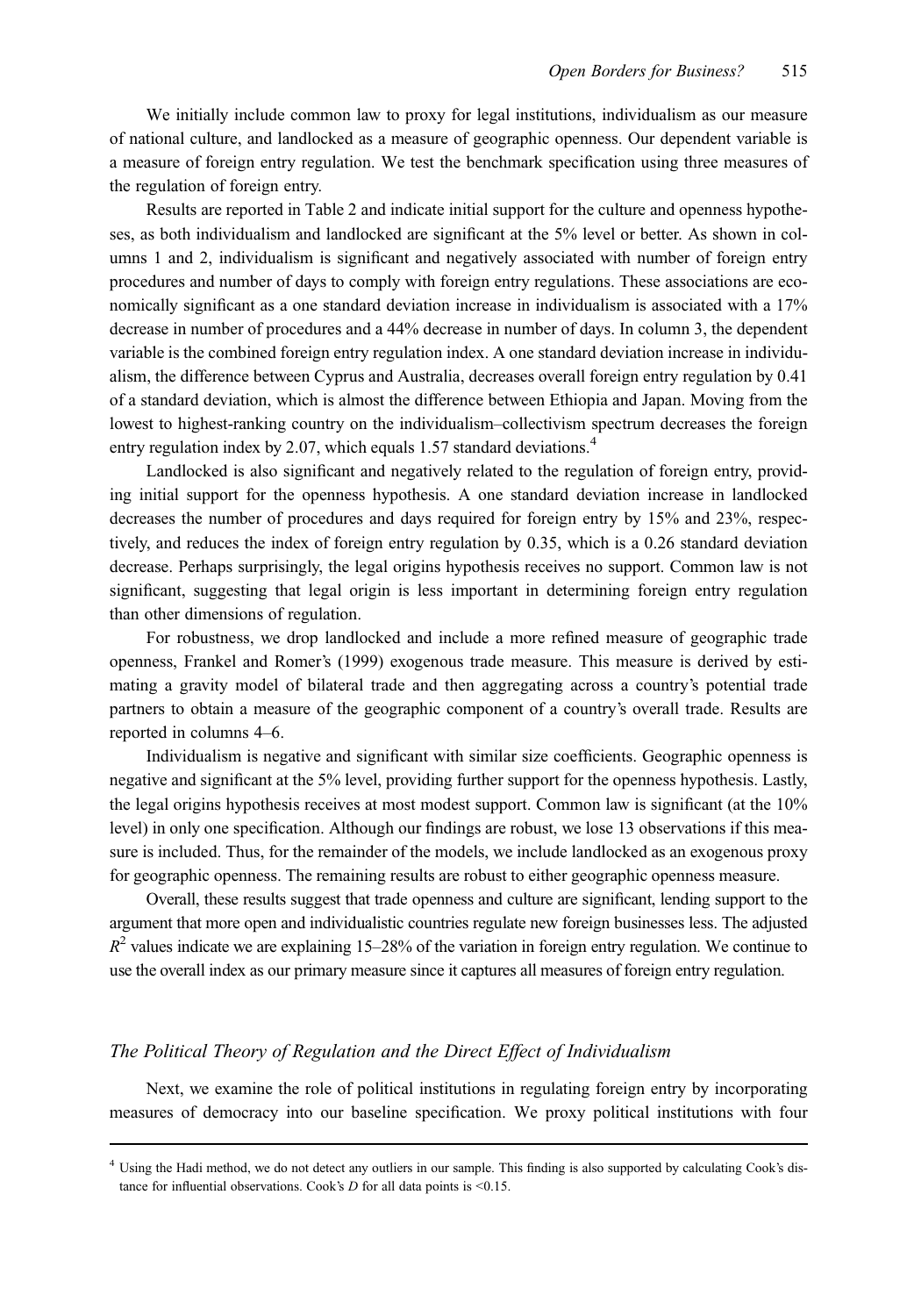We initially include common law to proxy for legal institutions, individualism as our measure of national culture, and landlocked as a measure of geographic openness. Our dependent variable is a measure of foreign entry regulation. We test the benchmark specification using three measures of the regulation of foreign entry.

Results are reported in Table 2 and indicate initial support for the culture and openness hypotheses, as both individualism and landlocked are significant at the 5% level or better. As shown in columns 1 and 2, individualism is significant and negatively associated with number of foreign entry procedures and number of days to comply with foreign entry regulations. These associations are economically significant as a one standard deviation increase in individualism is associated with a 17% decrease in number of procedures and a 44% decrease in number of days. In column 3, the dependent variable is the combined foreign entry regulation index. A one standard deviation increase in individualism, the difference between Cyprus and Australia, decreases overall foreign entry regulation by 0.41 of a standard deviation, which is almost the difference between Ethiopia and Japan. Moving from the lowest to highest-ranking country on the individualism–collectivism spectrum decreases the foreign entry regulation index by 2.07, which equals 1.57 standard deviations.[4]

Landlocked is also significant and negatively related to the regulation of foreign entry, providing initial support for the openness hypothesis. A one standard deviation increase in landlocked decreases the number of procedures and days required for foreign entry by 15% and 23%, respectively, and reduces the index of foreign entry regulation by 0.35, which is a 0.26 standard deviation decrease. Perhaps surprisingly, the legal origins hypothesis receives no support. Common law is not significant, suggesting that legal origin is less important in determining foreign entry regulation than other dimensions of regulation.

For robustness, we drop landlocked and include a more refined measure of geographic trade openness, Frankel and Romer's (1999) exogenous trade measure. This measure is derived by estimating a gravity model of bilateral trade and then aggregating across a country's potential trade partners to obtain a measure of the geographic component of a country's overall trade. Results are reported in columns 4–6.

Individualism is negative and significant with similar size coefficients. Geographic openness is negative and significant at the 5% level, providing further support for the openness hypothesis. Lastly, the legal origins hypothesis receives at most modest support. Common law is significant (at the 10% level) in only one specification. Although our findings are robust, we lose 13 observations if this measure is included. Thus, for the remainder of the models, we include landlocked as an exogenous proxy for geographic openness. The remaining results are robust to either geographic openness measure.

Overall, these results suggest that trade openness and culture are significant, lending support to the argument that more open and individualistic countries regulate new foreign businesses less. The adjusted $R^2$ values indicate we are explaining 15–28% of the variation in foreign entry regulation. We continue to use the overall index as our primary measure since it captures all measures of foreign entry regulation.

### *The Political Theory of Regulation and the Direct Effect of Individualism*

Next, we examine the role of political institutions in regulating foreign entry by incorporating measures of democracy into our baseline specification. We proxy political institutions with four

[4] Using the Hadi method, we do not detect any outliers in our sample. This finding is also supported by calculating Cook's distance for influential observations. Cook's $D$ for all data points is <0.15.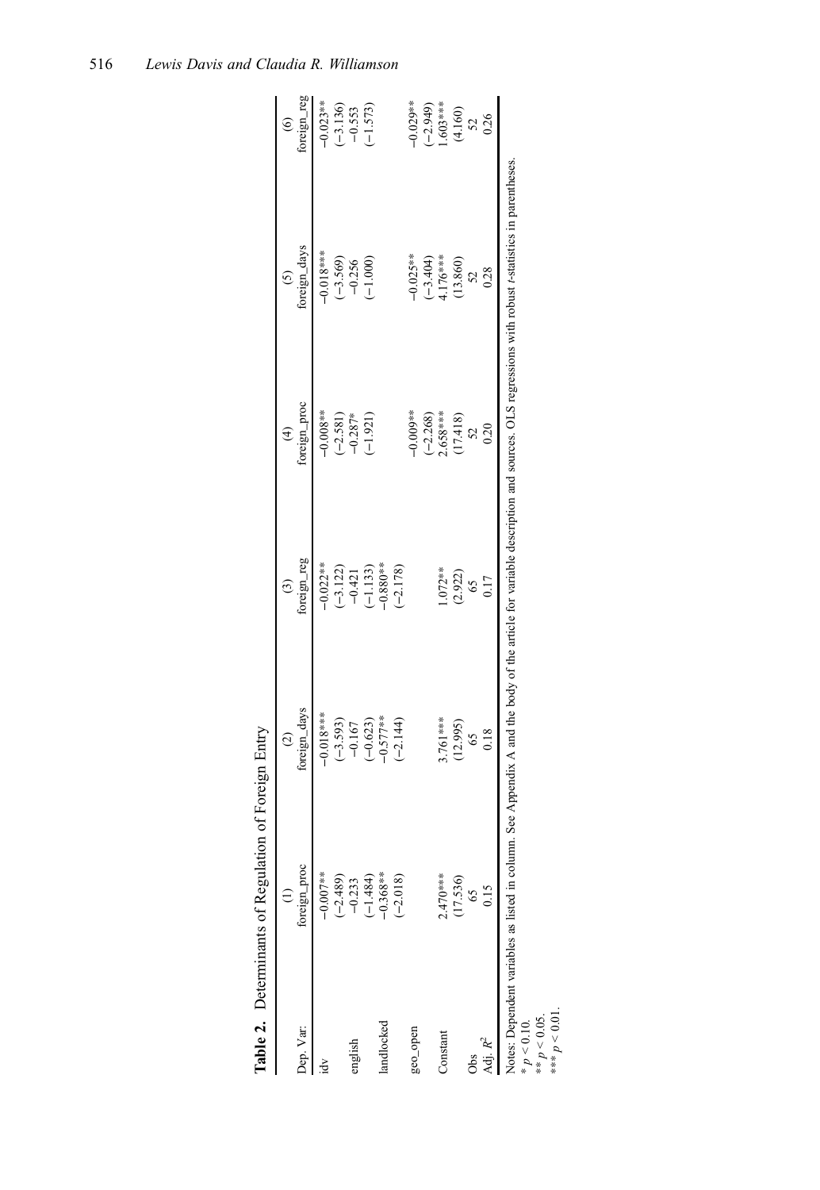**Table 2.** Determinants of Regulation of Foreign Entry

| Dep. Var: | (1) foreign_proc | (2) foreign_days | (3) foreign_reg | (4) foreign_proc | (5) foreign_days | (6) foreign_reg |
|---|---|---|---|---|---|---|
| idv | −0.007** | −0.018*** | −0.022** | −0.008** | −0.018*** | −0.023** |
| | (−2.489) | (−3.593) | (−3.122) | (−2.581) | (−3.569) | (−3.136) |
| english | −0.233 | −0.167 | −0.421 | −0.287* | −0.256 | −0.553 |
| | (−1.484) | (−0.623) | (−1.133) | (−1.921) | (−1.000) | (−1.573) |
| landlocked | −0.368** | −0.577** | −0.880** | | | |
| | (−2.018) | (−2.144) | (−2.178) | | | |
| geo_open | | | | −0.009** | −0.025** | −0.029** |
| | | | | (−2.268) | (−3.404) | (−2.949) |
| Constant | 2.470*** | 3.761*** | 1.072** | 2.658*** | 4.176*** | 1.603*** |
| | (17.536) | (12.995) | (2.922) | (17.418) | (13.860) | (4.160) |
| Obs | 65 | 65 | 65 | 52 | 52 | 52 |
| Adj. $R^2$ | 0.15 | 0.18 | 0.17 | 0.20 | 0.28 | 0.26 |

Notes: Dependent variables as listed in column. See Appendix A and the body of the article for variable description and sources. OLS regressions with robust $t$-statistics in parentheses.
\* $p < 0.10$.
\*\* $p < 0.05$.
\*\*\* $p < 0.01$.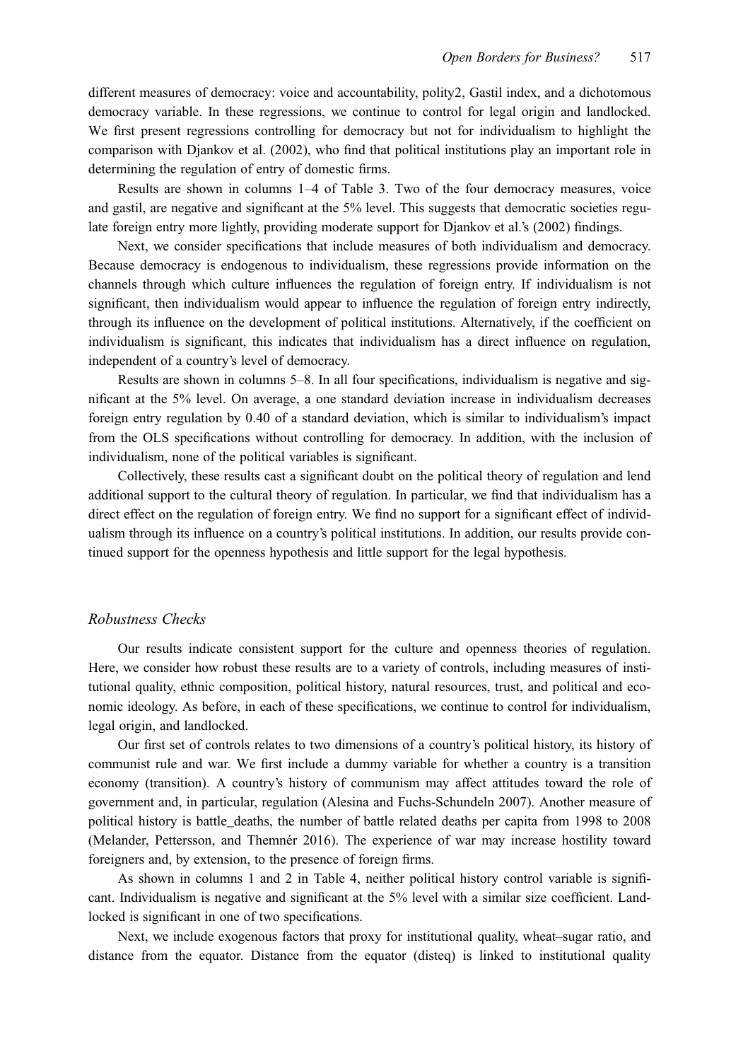different measures of democracy: voice and accountability, polity2, Gastil index, and a dichotomous democracy variable. In these regressions, we continue to control for legal origin and landlocked. We first present regressions controlling for democracy but not for individualism to highlight the comparison with Djankov et al. (2002), who find that political institutions play an important role in determining the regulation of entry of domestic firms.

Results are shown in columns 1–4 of Table 3. Two of the four democracy measures, voice and gastil, are negative and significant at the 5% level. This suggests that democratic societies regulate foreign entry more lightly, providing moderate support for Djankov et al.'s (2002) findings.

Next, we consider specifications that include measures of both individualism and democracy. Because democracy is endogenous to individualism, these regressions provide information on the channels through which culture influences the regulation of foreign entry. If individualism is not significant, then individualism would appear to influence the regulation of foreign entry indirectly, through its influence on the development of political institutions. Alternatively, if the coefficient on individualism is significant, this indicates that individualism has a direct influence on regulation, independent of a country's level of democracy.

Results are shown in columns 5–8. In all four specifications, individualism is negative and significant at the 5% level. On average, a one standard deviation increase in individualism decreases foreign entry regulation by 0.40 of a standard deviation, which is similar to individualism's impact from the OLS specifications without controlling for democracy. In addition, with the inclusion of individualism, none of the political variables is significant.

Collectively, these results cast a significant doubt on the political theory of regulation and lend additional support to the cultural theory of regulation. In particular, we find that individualism has a direct effect on the regulation of foreign entry. We find no support for a significant effect of individualism through its influence on a country's political institutions. In addition, our results provide continued support for the openness hypothesis and little support for the legal hypothesis.

### *Robustness Checks*

Our results indicate consistent support for the culture and openness theories of regulation. Here, we consider how robust these results are to a variety of controls, including measures of institutional quality, ethnic composition, political history, natural resources, trust, and political and economic ideology. As before, in each of these specifications, we continue to control for individualism, legal origin, and landlocked.

Our first set of controls relates to two dimensions of a country's political history, its history of communist rule and war. We first include a dummy variable for whether a country is a transition economy (transition). A country's history of communism may affect attitudes toward the role of government and, in particular, regulation (Alesina and Fuchs-Schundeln 2007). Another measure of political history is battle_deaths, the number of battle related deaths per capita from 1998 to 2008 (Melander, Pettersson, and Themnér 2016). The experience of war may increase hostility toward foreigners and, by extension, to the presence of foreign firms.

As shown in columns 1 and 2 in Table 4, neither political history control variable is significant. Individualism is negative and significant at the 5% level with a similar size coefficient. Landlocked is significant in one of two specifications.

Next, we include exogenous factors that proxy for institutional quality, wheat–sugar ratio, and distance from the equator. Distance from the equator (disteq) is linked to institutional quality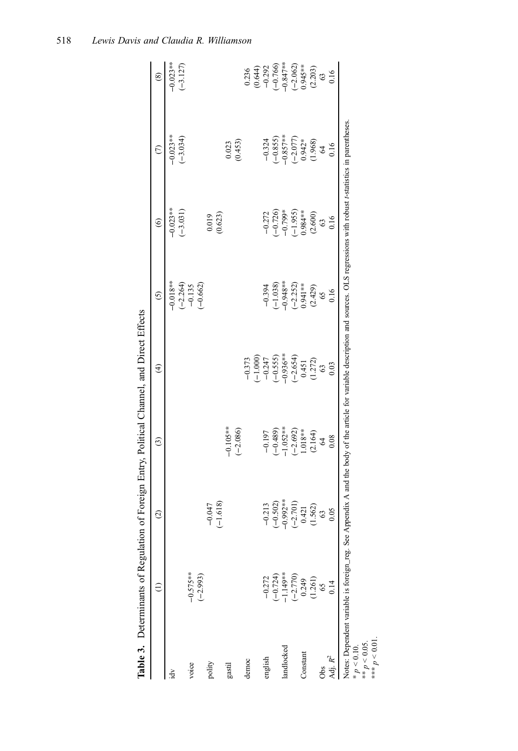**Table 3.** Determinants of Regulation of Foreign Entry, Political Channel, and Direct Effects

| | (1) | (2) | (3) | (4) | (5) | (6) | (7) | (8) |
|---|---|---|---|---|---|---|---|---|
| idv | | | | | −0.018** | −0.023** | −0.023** | −0.023** |
| | | | | | (−2.264) | (−3.031) | (−3.034) | (−3.127) |
| voice | −0.575** | | | | −0.135 | | | |
| | (−2.993) | | | | (−0.662) | | | |
| polity | | −0.047 | | | | 0.019 | | |
| | | (−1.618) | | | | (0.623) | | |
| gastil | | | −0.105** | | | | 0.023 | |
| | | | (−2.086) | | | | (0.453) | |
| democ | | | | −0.373 | | | | 0.236 |
| | | | | (−1.000) | | | | (0.644) |
| english | −0.272 | −0.213 | −0.197 | −0.247 | −0.394 | −0.272 | −0.324 | −0.292 |
| | (−0.724) | (−0.502) | (−0.489) | (−0.555) | (−1.038) | (−0.726) | (−0.855) | (−0.766) |
| landlocked | −1.149** | −0.992** | −1.052** | −0.936** | −0.948** | −0.799* | −0.857** | −0.847** |
| | (−2.770) | (−2.701) | (−2.692) | (−2.654) | (−2.252) | (−1.955) | (−2.077) | (−2.062) |
| Constant | 0.249 | 0.421 | 1.018** | 0.451 | 0.941** | 0.984** | 0.942* | 0.945** |
| | (1.261) | (1.562) | (2.164) | (1.272) | (2.429) | (2.600) | (1.968) | (2.203) |
| Obs | 65 | 63 | 64 | 63 | 65 | 63 | 64 | 63 |
| Adj. $R^2$ | 0.14 | 0.05 | 0.08 | 0.03 | 0.16 | 0.16 | 0.16 | 0.16 |

Notes: Dependent variable is foreign_reg. See Appendix A and the body of the article for variable description and sources. OLS regressions with robust *t*-statistics in parentheses.
* $p < 0.10$.
** $p < 0.05$.
*** $p < 0.01$.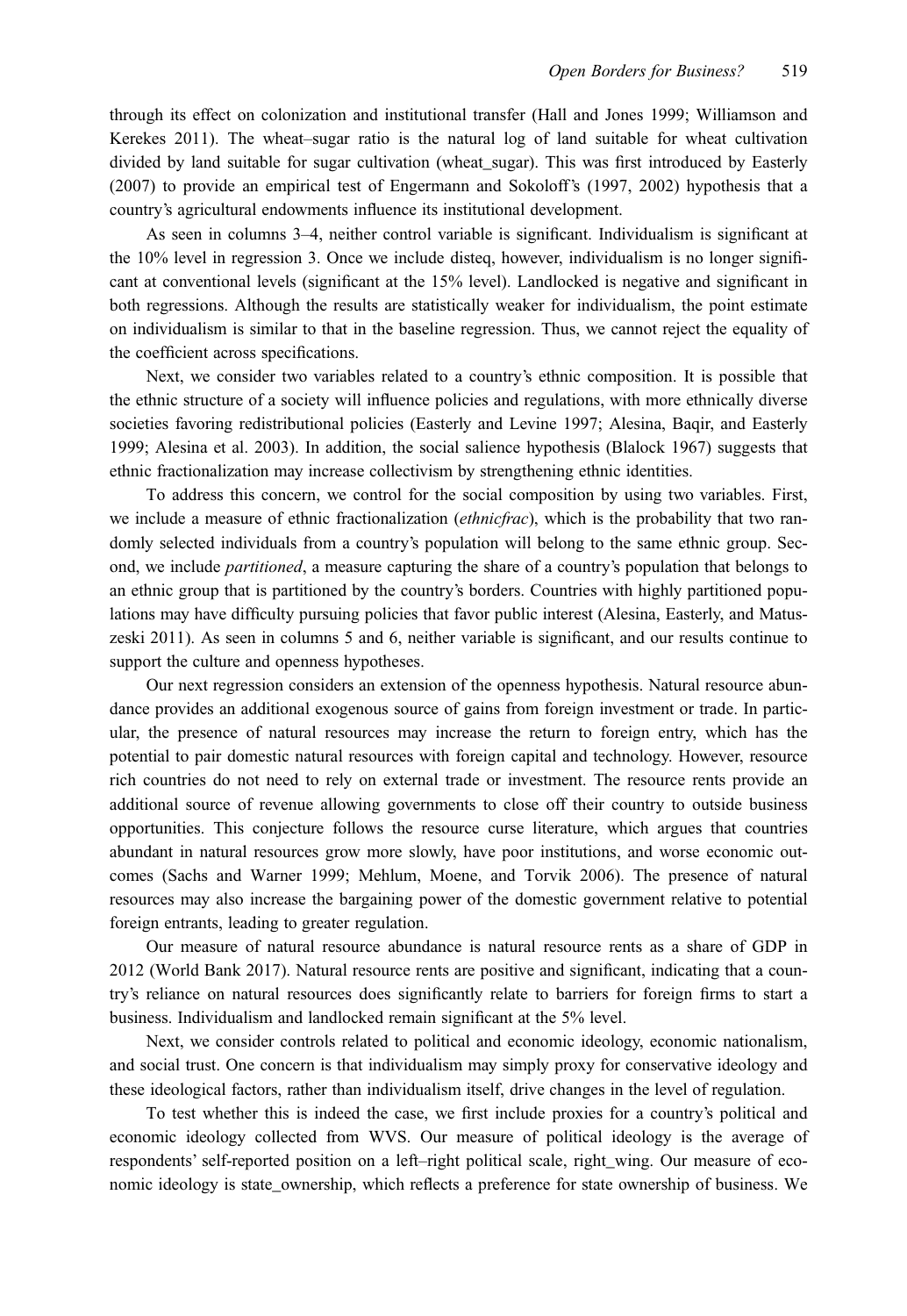through its effect on colonization and institutional transfer (Hall and Jones 1999; Williamson and Kerekes 2011). The wheat–sugar ratio is the natural log of land suitable for wheat cultivation divided by land suitable for sugar cultivation (wheat_sugar). This was first introduced by Easterly (2007) to provide an empirical test of Engermann and Sokoloff's (1997, 2002) hypothesis that a country's agricultural endowments influence its institutional development.

As seen in columns 3–4, neither control variable is significant. Individualism is significant at the 10% level in regression 3. Once we include disteq, however, individualism is no longer significant at conventional levels (significant at the 15% level). Landlocked is negative and significant in both regressions. Although the results are statistically weaker for individualism, the point estimate on individualism is similar to that in the baseline regression. Thus, we cannot reject the equality of the coefficient across specifications.

Next, we consider two variables related to a country's ethnic composition. It is possible that the ethnic structure of a society will influence policies and regulations, with more ethnically diverse societies favoring redistributional policies (Easterly and Levine 1997; Alesina, Baqir, and Easterly 1999; Alesina et al. 2003). In addition, the social salience hypothesis (Blalock 1967) suggests that ethnic fractionalization may increase collectivism by strengthening ethnic identities.

To address this concern, we control for the social composition by using two variables. First, we include a measure of ethnic fractionalization (*ethnicfrac*), which is the probability that two randomly selected individuals from a country's population will belong to the same ethnic group. Second, we include *partitioned*, a measure capturing the share of a country's population that belongs to an ethnic group that is partitioned by the country's borders. Countries with highly partitioned populations may have difficulty pursuing policies that favor public interest (Alesina, Easterly, and Matuszeski 2011). As seen in columns 5 and 6, neither variable is significant, and our results continue to support the culture and openness hypotheses.

Our next regression considers an extension of the openness hypothesis. Natural resource abundance provides an additional exogenous source of gains from foreign investment or trade. In particular, the presence of natural resources may increase the return to foreign entry, which has the potential to pair domestic natural resources with foreign capital and technology. However, resource rich countries do not need to rely on external trade or investment. The resource rents provide an additional source of revenue allowing governments to close off their country to outside business opportunities. This conjecture follows the resource curse literature, which argues that countries abundant in natural resources grow more slowly, have poor institutions, and worse economic outcomes (Sachs and Warner 1999; Mehlum, Moene, and Torvik 2006). The presence of natural resources may also increase the bargaining power of the domestic government relative to potential foreign entrants, leading to greater regulation.

Our measure of natural resource abundance is natural resource rents as a share of GDP in 2012 (World Bank 2017). Natural resource rents are positive and significant, indicating that a country's reliance on natural resources does significantly relate to barriers for foreign firms to start a business. Individualism and landlocked remain significant at the 5% level.

Next, we consider controls related to political and economic ideology, economic nationalism, and social trust. One concern is that individualism may simply proxy for conservative ideology and these ideological factors, rather than individualism itself, drive changes in the level of regulation.

To test whether this is indeed the case, we first include proxies for a country's political and economic ideology collected from WVS. Our measure of political ideology is the average of respondents' self-reported position on a left–right political scale, right_wing. Our measure of economic ideology is state_ownership, which reflects a preference for state ownership of business. We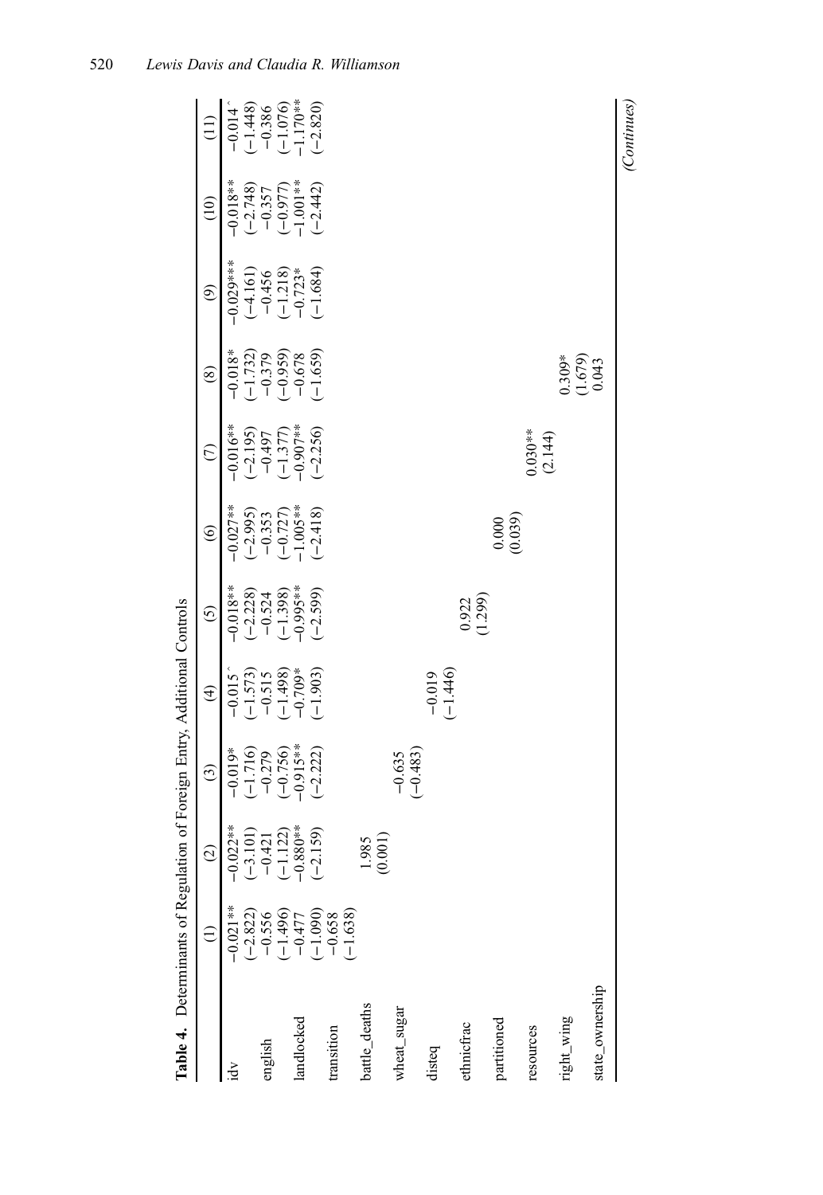**Table 4.** Determinants of Regulation of Foreign Entry, Additional Controls

| | (1) | (2) | (3) | (4) | (5) | (6) | (7) | (8) | (9) | (10) | (11) |
|---|---|---|---|---|---|---|---|---|---|---|---|
| idv | −0.021** | −0.022** | −0.019* | −0.015^ | −0.018** | −0.027** | −0.016** | −0.018* | −0.029*** | −0.018** | −0.014^ |
| | (−2.822) | (−3.101) | (−1.716) | (−1.573) | (−2.228) | (−2.995) | (−2.195) | (−1.732) | (−4.161) | (−2.748) | (−1.448) |
| english | −0.556 | −0.421 | −0.279 | −0.515 | −0.524 | −0.353 | −0.497 | −0.379 | −0.456 | −0.357 | −0.386 |
| | (−1.496) | (−1.122) | (−0.756) | (−1.498) | (−1.398) | (−0.727) | (−1.377) | (−0.959) | (−1.218) | (−0.977) | (−1.076) |
| landlocked | −0.477 | −0.880** | −0.915** | −0.709* | −0.995** | −1.005** | −0.907** | −0.678 | −0.723* | −1.001** | −1.170** |
| | (−1.090) | (−2.159) | (−2.222) | (−1.903) | (−2.599) | (−2.418) | (−2.256) | (−1.659) | (−1.684) | (−2.442) | (−2.820) |
| transition | −0.658 | | | | | | | | | | |
| | (−1.638) | | | | | | | | | | |
| battle_deaths | | 1.985 | | | | | | | | | |
| | | (0.001) | | | | | | | | | |
| wheat_sugar | | | −0.635 | | | | | | | | |
| | | | (−0.483) | | | | | | | | |
| disteq | | | | −0.019 | | | | | | | |
| | | | | (−1.446) | | | | | | | |
| ethnicfrac | | | | | 0.922 | | | | | | |
| | | | | | (1.299) | | | | | | |
| partitioned | | | | | | 0.000 | | | | | |
| | | | | | | (0.039) | | | | | |
| resources | | | | | | | 0.030** | | | | |
| | | | | | | | (2.144) | | | | |
| right_wing | | | | | | | | 0.309* | | | |
| | | | | | | | | (1.679) | | | |
| state_ownership | | | | | | | | 0.043 | | | |

*(Continues)*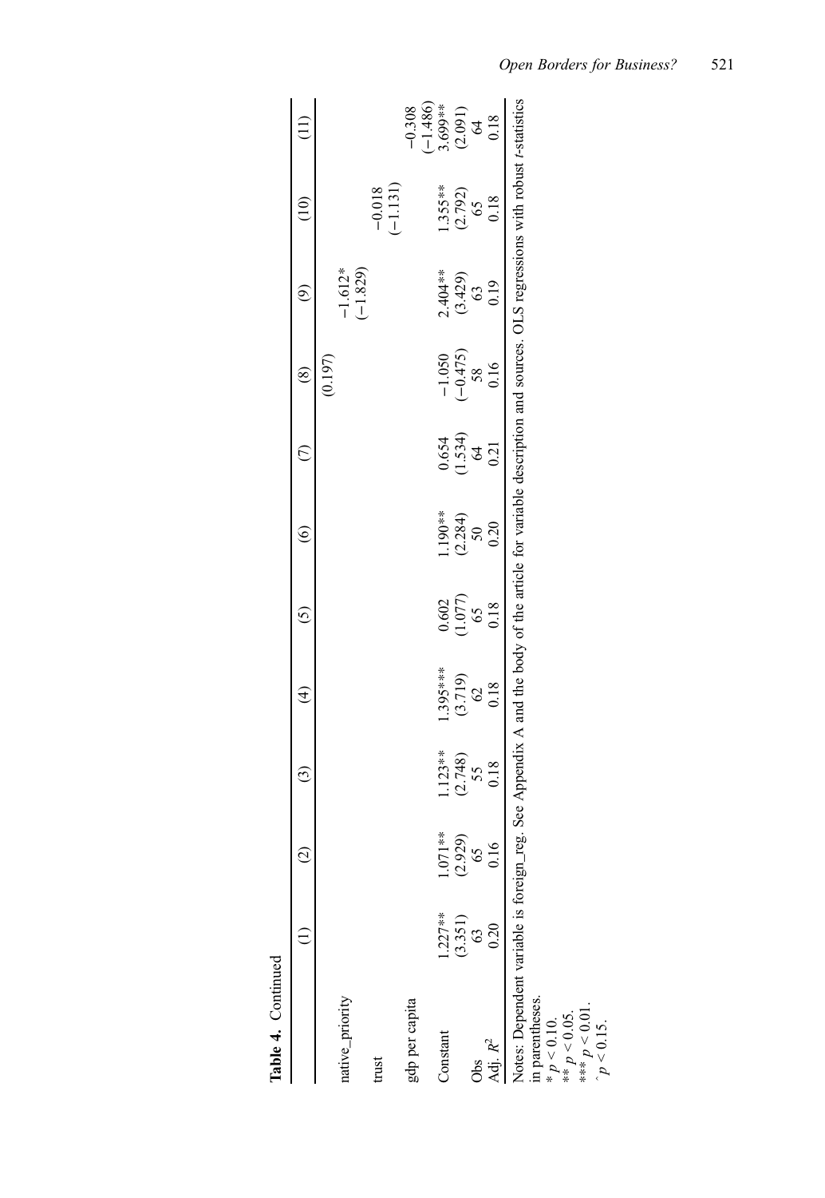**Table 4.** Continued

| | (1) | (2) | (3) | (4) | (5) | (6) | (7) | (8) | (9) | (10) | (11) |
|---|---|---|---|---|---|---|---|---|---|---|---|
| | | | | | | | | (0.197) | | | |
| native_priority | | | | | | | | | −1.612* | | |
| | | | | | | | | | (−1.829) | | |
| trust | | | | | | | | | | −0.018 | |
| | | | | | | | | | | (−1.131) | |
| gdp per capita | | | | | | | | | | | −0.308 |
| | | | | | | | | | | | (−1.486) |
| Constant | 1.227** | 1.071** | 1.123** | 1.395*** | 0.602 | 1.190** | 0.654 | −1.050 | 2.404** | 1.355** | 3.699** |
| | (3.351) | (2.929) | (2.748) | (3.719) | (1.077) | (2.284) | (1.534) | (−0.475) | (3.429) | (2.792) | (2.091) |
| Obs | 63 | 65 | 55 | 62 | 65 | 50 | 64 | 58 | 63 | 65 | 64 |
| Adj. $R^2$ | 0.20 | 0.16 | 0.18 | 0.18 | 0.18 | 0.20 | 0.21 | 0.16 | 0.19 | 0.18 | 0.18 |

Notes: Dependent variable is foreign_reg. See Appendix A and the body of the article for variable description and sources. OLS regressions with robust *t*-statistics in parentheses.
\* $p < 0.10$.
\*\* $p < 0.05$.
\*\*\* $p < 0.01$.
^ $p < 0.15$.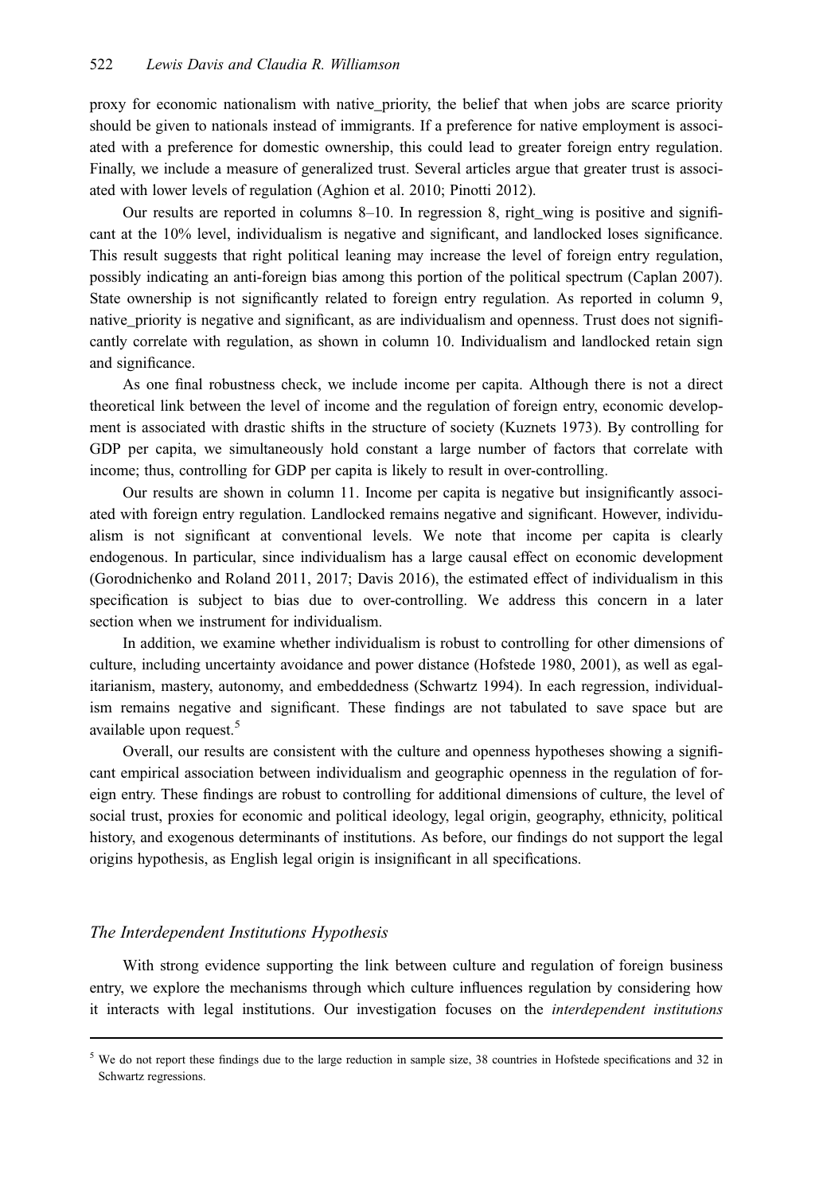proxy for economic nationalism with native_priority, the belief that when jobs are scarce priority should be given to nationals instead of immigrants. If a preference for native employment is associated with a preference for domestic ownership, this could lead to greater foreign entry regulation. Finally, we include a measure of generalized trust. Several articles argue that greater trust is associated with lower levels of regulation (Aghion et al. 2010; Pinotti 2012).

Our results are reported in columns 8–10. In regression 8, right_wing is positive and significant at the 10% level, individualism is negative and significant, and landlocked loses significance. This result suggests that right political leaning may increase the level of foreign entry regulation, possibly indicating an anti-foreign bias among this portion of the political spectrum (Caplan 2007). State ownership is not significantly related to foreign entry regulation. As reported in column 9, native_priority is negative and significant, as are individualism and openness. Trust does not significantly correlate with regulation, as shown in column 10. Individualism and landlocked retain sign and significance.

As one final robustness check, we include income per capita. Although there is not a direct theoretical link between the level of income and the regulation of foreign entry, economic development is associated with drastic shifts in the structure of society (Kuznets 1973). By controlling for GDP per capita, we simultaneously hold constant a large number of factors that correlate with income; thus, controlling for GDP per capita is likely to result in over-controlling.

Our results are shown in column 11. Income per capita is negative but insignificantly associated with foreign entry regulation. Landlocked remains negative and significant. However, individualism is not significant at conventional levels. We note that income per capita is clearly endogenous. In particular, since individualism has a large causal effect on economic development (Gorodnichenko and Roland 2011, 2017; Davis 2016), the estimated effect of individualism in this specification is subject to bias due to over-controlling. We address this concern in a later section when we instrument for individualism.

In addition, we examine whether individualism is robust to controlling for other dimensions of culture, including uncertainty avoidance and power distance (Hofstede 1980, 2001), as well as egalitarianism, mastery, autonomy, and embeddedness (Schwartz 1994). In each regression, individualism remains negative and significant. These findings are not tabulated to save space but are available upon request.[5]

Overall, our results are consistent with the culture and openness hypotheses showing a significant empirical association between individualism and geographic openness in the regulation of foreign entry. These findings are robust to controlling for additional dimensions of culture, the level of social trust, proxies for economic and political ideology, legal origin, geography, ethnicity, political history, and exogenous determinants of institutions. As before, our findings do not support the legal origins hypothesis, as English legal origin is insignificant in all specifications.

### *The Interdependent Institutions Hypothesis*

With strong evidence supporting the link between culture and regulation of foreign business entry, we explore the mechanisms through which culture influences regulation by considering how it interacts with legal institutions. Our investigation focuses on the *interdependent institutions*

[5] We do not report these findings due to the large reduction in sample size, 38 countries in Hofstede specifications and 32 in Schwartz regressions.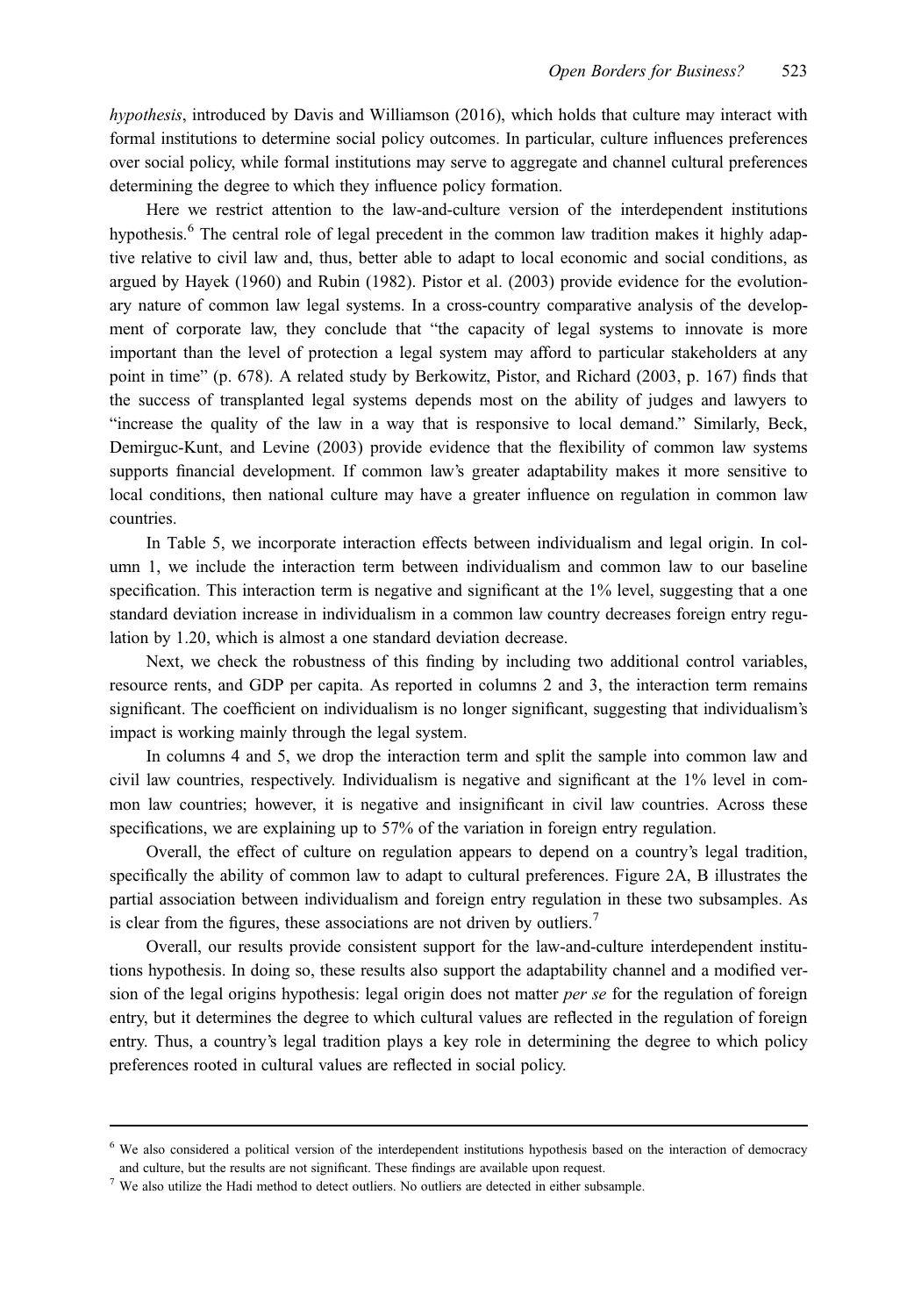*hypothesis*, introduced by Davis and Williamson (2016), which holds that culture may interact with formal institutions to determine social policy outcomes. In particular, culture influences preferences over social policy, while formal institutions may serve to aggregate and channel cultural preferences determining the degree to which they influence policy formation.

Here we restrict attention to the law-and-culture version of the interdependent institutions hypothesis.[6] The central role of legal precedent in the common law tradition makes it highly adaptive relative to civil law and, thus, better able to adapt to local economic and social conditions, as argued by Hayek (1960) and Rubin (1982). Pistor et al. (2003) provide evidence for the evolutionary nature of common law legal systems. In a cross-country comparative analysis of the development of corporate law, they conclude that "the capacity of legal systems to innovate is more important than the level of protection a legal system may afford to particular stakeholders at any point in time" (p. 678). A related study by Berkowitz, Pistor, and Richard (2003, p. 167) finds that the success of transplanted legal systems depends most on the ability of judges and lawyers to "increase the quality of the law in a way that is responsive to local demand." Similarly, Beck, Demirguc-Kunt, and Levine (2003) provide evidence that the flexibility of common law systems supports financial development. If common law's greater adaptability makes it more sensitive to local conditions, then national culture may have a greater influence on regulation in common law countries.

In Table 5, we incorporate interaction effects between individualism and legal origin. In column 1, we include the interaction term between individualism and common law to our baseline specification. This interaction term is negative and significant at the 1% level, suggesting that a one standard deviation increase in individualism in a common law country decreases foreign entry regulation by 1.20, which is almost a one standard deviation decrease.

Next, we check the robustness of this finding by including two additional control variables, resource rents, and GDP per capita. As reported in columns 2 and 3, the interaction term remains significant. The coefficient on individualism is no longer significant, suggesting that individualism's impact is working mainly through the legal system.

In columns 4 and 5, we drop the interaction term and split the sample into common law and civil law countries, respectively. Individualism is negative and significant at the 1% level in common law countries; however, it is negative and insignificant in civil law countries. Across these specifications, we are explaining up to 57% of the variation in foreign entry regulation.

Overall, the effect of culture on regulation appears to depend on a country's legal tradition, specifically the ability of common law to adapt to cultural preferences. Figure 2A, B illustrates the partial association between individualism and foreign entry regulation in these two subsamples. As is clear from the figures, these associations are not driven by outliers.[7]

Overall, our results provide consistent support for the law-and-culture interdependent institutions hypothesis. In doing so, these results also support the adaptability channel and a modified version of the legal origins hypothesis: legal origin does not matter *per se* for the regulation of foreign entry, but it determines the degree to which cultural values are reflected in the regulation of foreign entry. Thus, a country's legal tradition plays a key role in determining the degree to which policy preferences rooted in cultural values are reflected in social policy.

---

[6] We also considered a political version of the interdependent institutions hypothesis based on the interaction of democracy and culture, but the results are not significant. These findings are available upon request.

[7] We also utilize the Hadi method to detect outliers. No outliers are detected in either subsample.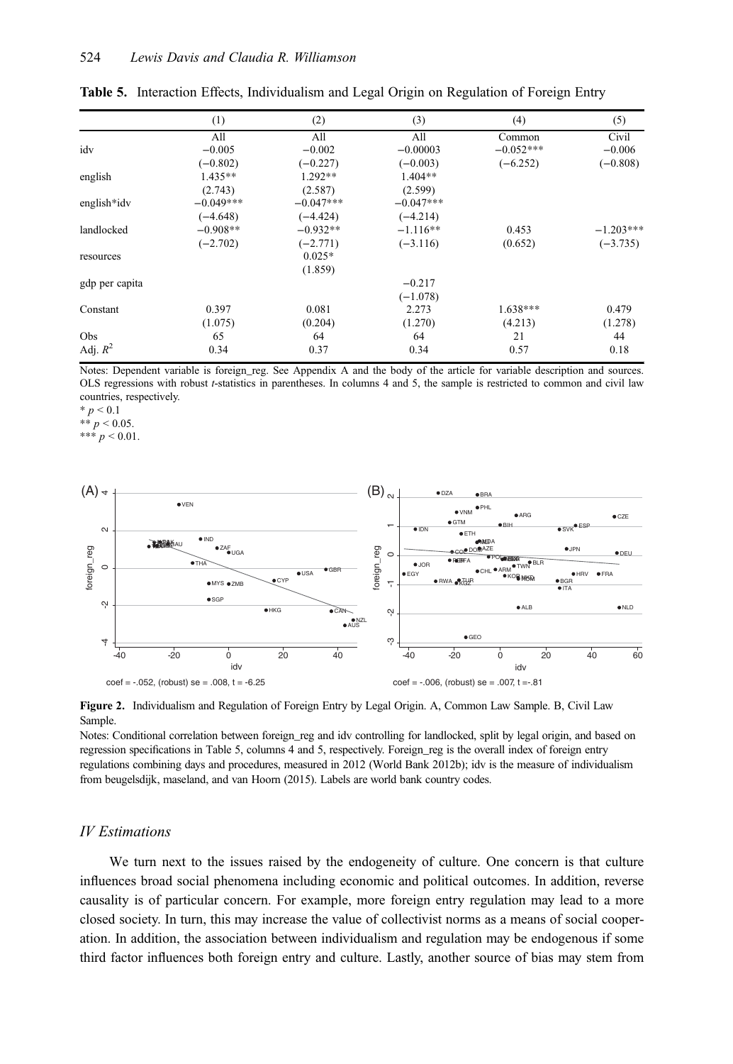**Table 5.** Interaction Effects, Individualism and Legal Origin on Regulation of Foreign Entry

| | (1) | (2) | (3) | (4) | (5) |
|---|---|---|---|---|---|
| | All | All | All | Common | Civil |
| idv | −0.005 | −0.002 | −0.00003 | −0.052*** | −0.006 |
| | (−0.802) | (−0.227) | (−0.003) | (−6.252) | (−0.808) |
| english | 1.435** | 1.292** | 1.404** | | |
| | (2.743) | (2.587) | (2.599) | | |
| english*idv | −0.049*** | −0.047*** | −0.047*** | | |
| | (−4.648) | (−4.424) | (−4.214) | | |
| landlocked | −0.908** | −0.932** | −1.116** | 0.453 | −1.203*** |
| | (−2.702) | (−2.771) | (−3.116) | (0.652) | (−3.735) |
| resources | | 0.025* | | | |
| | | (1.859) | | | |
| gdp per capita | | | −0.217 | | |
| | | | (−1.078) | | |
| Constant | 0.397 | 0.081 | 2.273 | 1.638*** | 0.479 |
| | (1.075) | (0.204) | (1.270) | (4.213) | (1.278) |
| Obs | 65 | 64 | 64 | 21 | 44 |
| Adj. $R^2$ | 0.34 | 0.37 | 0.34 | 0.57 | 0.18 |

Notes: Dependent variable is foreign_reg. See Appendix A and the body of the article for variable description and sources. OLS regressions with robust $t$-statistics in parentheses. In columns 4 and 5, the sample is restricted to common and civil law countries, respectively.
* $p < 0.1$
** $p < 0.05$.
*** $p < 0.01$.

**Figure 2.** Individualism and Regulation of Foreign Entry by Legal Origin. A, Common Law Sample. B, Civil Law Sample.

Notes: Conditional correlation between foreign_reg and idv controlling for landlocked, split by legal origin, and based on regression specifications in Table 5, columns 4 and 5, respectively. Foreign_reg is the overall index of foreign entry regulations combining days and procedures, measured in 2012 (World Bank 2012b); idv is the measure of individualism from beugelsdijk, maseland, and van Hoorn (2015). Labels are world bank country codes.

### IV Estimations

We turn next to the issues raised by the endogeneity of culture. One concern is that culture influences broad social phenomena including economic and political outcomes. In addition, reverse causality is of particular concern. For example, more foreign entry regulation may lead to a more closed society. In turn, this may increase the value of collectivist norms as a means of social cooperation. In addition, the association between individualism and regulation may be endogenous if some third factor influences both foreign entry and culture. Lastly, another source of bias may stem from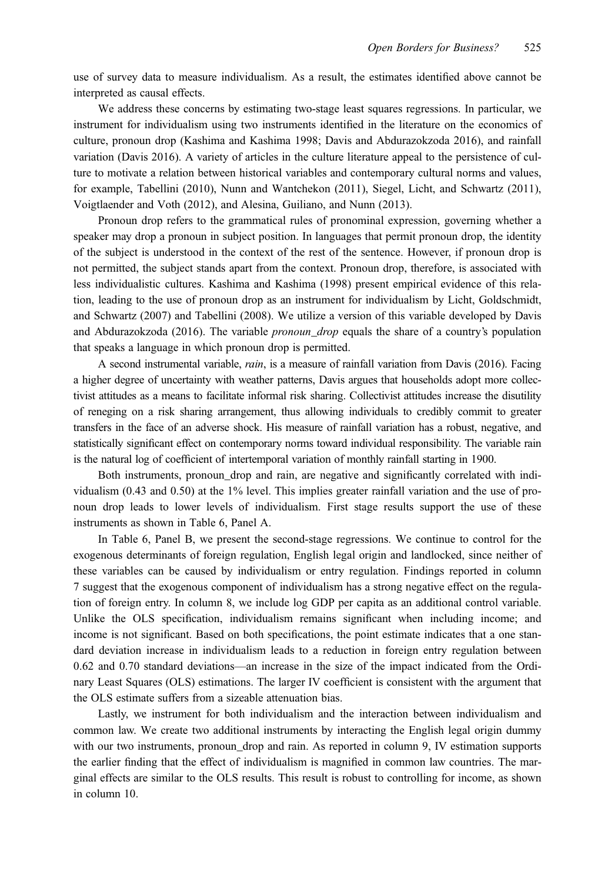use of survey data to measure individualism. As a result, the estimates identified above cannot be interpreted as causal effects.

We address these concerns by estimating two-stage least squares regressions. In particular, we instrument for individualism using two instruments identified in the literature on the economics of culture, pronoun drop (Kashima and Kashima 1998; Davis and Abdurazokzoda 2016), and rainfall variation (Davis 2016). A variety of articles in the culture literature appeal to the persistence of culture to motivate a relation between historical variables and contemporary cultural norms and values, for example, Tabellini (2010), Nunn and Wantchekon (2011), Siegel, Licht, and Schwartz (2011), Voigtlaender and Voth (2012), and Alesina, Guiliano, and Nunn (2013).

Pronoun drop refers to the grammatical rules of pronominal expression, governing whether a speaker may drop a pronoun in subject position. In languages that permit pronoun drop, the identity of the subject is understood in the context of the rest of the sentence. However, if pronoun drop is not permitted, the subject stands apart from the context. Pronoun drop, therefore, is associated with less individualistic cultures. Kashima and Kashima (1998) present empirical evidence of this relation, leading to the use of pronoun drop as an instrument for individualism by Licht, Goldschmidt, and Schwartz (2007) and Tabellini (2008). We utilize a version of this variable developed by Davis and Abdurazokzoda (2016). The variable *pronoun_drop* equals the share of a country's population that speaks a language in which pronoun drop is permitted.

A second instrumental variable, *rain*, is a measure of rainfall variation from Davis (2016). Facing a higher degree of uncertainty with weather patterns, Davis argues that households adopt more collectivist attitudes as a means to facilitate informal risk sharing. Collectivist attitudes increase the disutility of reneging on a risk sharing arrangement, thus allowing individuals to credibly commit to greater transfers in the face of an adverse shock. His measure of rainfall variation has a robust, negative, and statistically significant effect on contemporary norms toward individual responsibility. The variable rain is the natural log of coefficient of intertemporal variation of monthly rainfall starting in 1900.

Both instruments, pronoun_drop and rain, are negative and significantly correlated with individualism (0.43 and 0.50) at the 1% level. This implies greater rainfall variation and the use of pronoun drop leads to lower levels of individualism. First stage results support the use of these instruments as shown in Table 6, Panel A.

In Table 6, Panel B, we present the second-stage regressions. We continue to control for the exogenous determinants of foreign regulation, English legal origin and landlocked, since neither of these variables can be caused by individualism or entry regulation. Findings reported in column 7 suggest that the exogenous component of individualism has a strong negative effect on the regulation of foreign entry. In column 8, we include log GDP per capita as an additional control variable. Unlike the OLS specification, individualism remains significant when including income; and income is not significant. Based on both specifications, the point estimate indicates that a one standard deviation increase in individualism leads to a reduction in foreign entry regulation between 0.62 and 0.70 standard deviations—an increase in the size of the impact indicated from the Ordinary Least Squares (OLS) estimations. The larger IV coefficient is consistent with the argument that the OLS estimate suffers from a sizeable attenuation bias.

Lastly, we instrument for both individualism and the interaction between individualism and common law. We create two additional instruments by interacting the English legal origin dummy with our two instruments, pronoun_drop and rain. As reported in column 9, IV estimation supports the earlier finding that the effect of individualism is magnified in common law countries. The marginal effects are similar to the OLS results. This result is robust to controlling for income, as shown in column 10.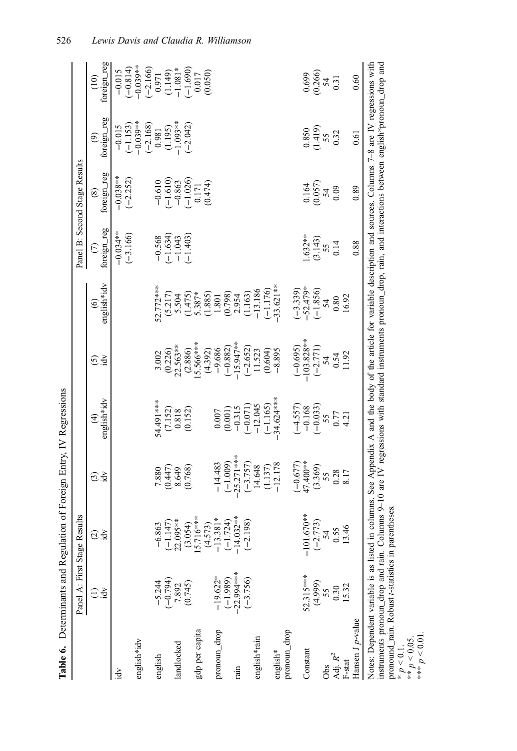**Table 6.** Determinants and Regulation of Foreign Entry, IV Regressions

| | Panel A: First Stage Results | | | | | | Panel B: Second Stage Results | | | |
|---|---|---|---|---|---|---|---|---|---|---|
| | (1) idv | (2) idv | (3) idv | (4) english*idv | (5) idv | (6) english*idv | (7) foreign_reg | (8) foreign_reg | (9) foreign_reg | (10) foreign_reg |
| idv | | | | | | | −0.034** | −0.038** | −0.015 | −0.015 |
| | | | | | | | (−3.166) | (−2.252) | (−1.153) | (−0.814) |
| english*idv | | | | | | | | | −0.039** | −0.039** |
| | | | | | | | | | (−2.168) | (−2.166) |
| english | −5.244 | −6.863 | 7.880 | 54.491*** | 3.002 | 52.772*** | −0.568 | −0.610 | 0.981 | 0.971 |
| | (−0.794) | (−1.147) | (0.447) | (7.152) | (0.226) | (5.217) | (−1.634) | (−1.610) | (1.195) | (1.149) |
| landlocked | 7.892 | 22.095** | 8.649 | 0.818 | 22.563** | 5.504 | −1.043 | −0.863 | −1.093** | −1.081* |
| | (0.745) | (3.054) | (0.768) | (0.152) | (2.886) | (1.475) | (−1.403) | (−1.026) | (−2.042) | (−1.690) |
| gdp per capita | | 15.716*** | | | 15.566*** | 5.387* | | 0.171 | | 0.017 |
| | | (4.573) | | | (4.392) | (1.885) | | (0.474) | | (0.050) |
| pronoun_drop | −19.622* | −13.381* | −14.483 | 0.007 | −9.686 | 1.801 | | | | |
| | (−1.989) | (−1.724) | (−1.009) | (0.001) | (−0.882) | (0.798) | | | | |
| rain | −22.994*** | −14.032** | −25.271*** | −0.315 | −15.947** | 2.954 | | | | |
| | (−3.756) | (−2.198) | (−3.757) | (−0.071) | (−2.652) | (1.163) | | | | |
| english*rain | | | 14.648 | −12.045 | 11.523 | −13.186 | | | | |
| | | | (1.137) | (−1.165) | (0.604) | (−1.176) | | | | |
| english* pronoun_drop | | | −12.178 | −34.624*** | −8.895 | −33.621** | | | | |
| | | | (−0.677) | (−4.557) | (−0.695) | (−3.339) | | | | |
| Constant | 52.315*** | −101.670** | 47.400** | −0.168 | −103.828** | −52.479* | 1.632** | 0.164 | 0.850 | 0.699 |
| | (4.999) | (−2.773) | (3.369) | (−0.033) | (−2.771) | (−1.856) | (3.143) | (0.057) | (1.419) | (0.266) |
| Obs | 55 | 54 | 55 | 55 | 54 | 54 | 55 | 54 | 55 | 54 |
| Adj. $R^2$ | 0.30 | 0.55 | 0.28 | 0.77 | 0.54 | 0.80 | 0.14 | 0.09 | 0.32 | 0.31 |
| F-stat | 15.32 | 13.46 | 8.17 | 4.21 | 11.92 | 16.92 | | | | |
| Hansen J p-value | | | | | | | 0.88 | 0.89 | 0.61 | 0.60 |

Notes: Dependent variable is as listed in columns. See Appendix A and the body of the article for variable description and sources. Columns 7–8 are IV regressions with instruments pronoun_drop and rain. Columns 9–10 are IV regressions with standard instruments pronoun_drop, rain, and interactions between english*pronoun_drop and pronound_rain. Robust t-statistics in parentheses.
* $p < 0.1$.
** $p < 0.05$.
*** $p < 0.01$.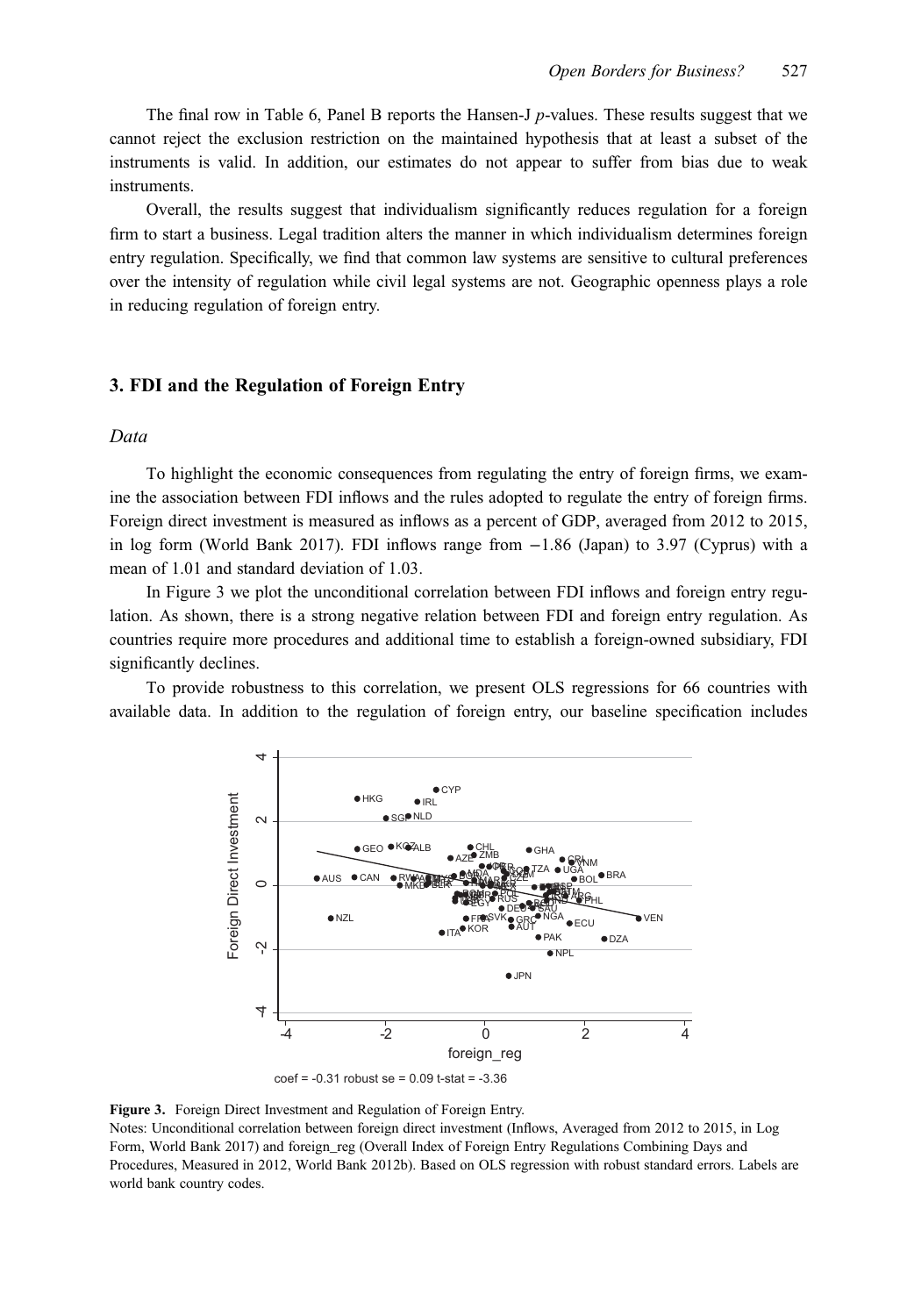The final row in Table 6, Panel B reports the Hansen-J $p$-values. These results suggest that we cannot reject the exclusion restriction on the maintained hypothesis that at least a subset of the instruments is valid. In addition, our estimates do not appear to suffer from bias due to weak instruments.

Overall, the results suggest that individualism significantly reduces regulation for a foreign firm to start a business. Legal tradition alters the manner in which individualism determines foreign entry regulation. Specifically, we find that common law systems are sensitive to cultural preferences over the intensity of regulation while civil legal systems are not. Geographic openness plays a role in reducing regulation of foreign entry.

## 3. FDI and the Regulation of Foreign Entry

### *Data*

To highlight the economic consequences from regulating the entry of foreign firms, we examine the association between FDI inflows and the rules adopted to regulate the entry of foreign firms. Foreign direct investment is measured as inflows as a percent of GDP, averaged from 2012 to 2015, in log form (World Bank 2017). FDI inflows range from −1.86 (Japan) to 3.97 (Cyprus) with a mean of 1.01 and standard deviation of 1.03.

In Figure 3 we plot the unconditional correlation between FDI inflows and foreign entry regulation. As shown, there is a strong negative relation between FDI and foreign entry regulation. As countries require more procedures and additional time to establish a foreign-owned subsidiary, FDI significantly declines.

To provide robustness to this correlation, we present OLS regressions for 66 countries with available data. In addition to the regulation of foreign entry, our baseline specification includes

coef = -0.31 robust se = 0.09 t-stat = -3.36

**Figure 3.** Foreign Direct Investment and Regulation of Foreign Entry.
Notes: Unconditional correlation between foreign direct investment (Inflows, Averaged from 2012 to 2015, in Log Form, World Bank 2017) and foreign_reg (Overall Index of Foreign Entry Regulations Combining Days and Procedures, Measured in 2012, World Bank 2012b). Based on OLS regression with robust standard errors. Labels are world bank country codes.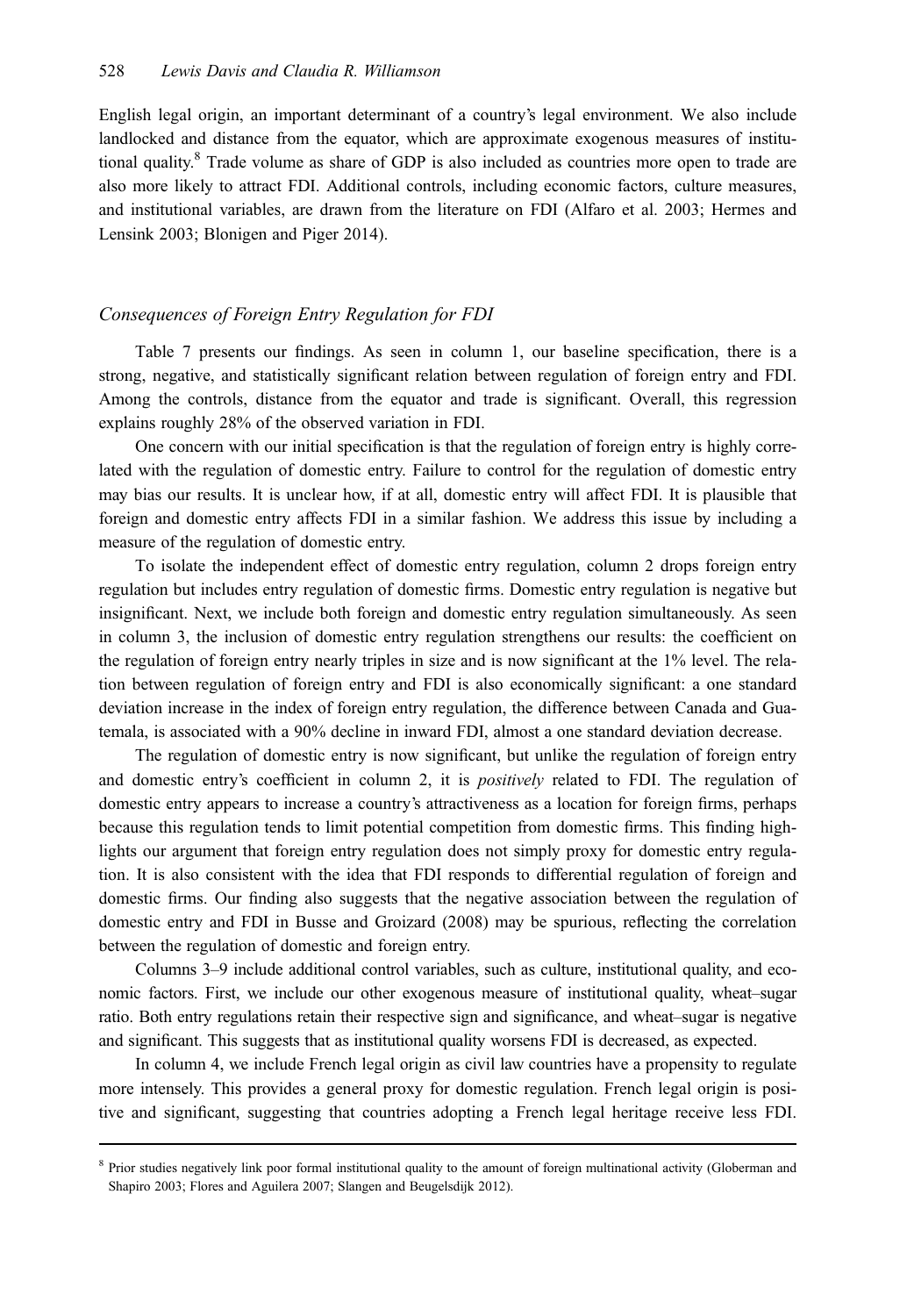English legal origin, an important determinant of a country's legal environment. We also include landlocked and distance from the equator, which are approximate exogenous measures of institutional quality.[8] Trade volume as share of GDP is also included as countries more open to trade are also more likely to attract FDI. Additional controls, including economic factors, culture measures, and institutional variables, are drawn from the literature on FDI (Alfaro et al. 2003; Hermes and Lensink 2003; Blonigen and Piger 2014).

### *Consequences of Foreign Entry Regulation for FDI*

Table 7 presents our findings. As seen in column 1, our baseline specification, there is a strong, negative, and statistically significant relation between regulation of foreign entry and FDI. Among the controls, distance from the equator and trade is significant. Overall, this regression explains roughly 28% of the observed variation in FDI.

One concern with our initial specification is that the regulation of foreign entry is highly correlated with the regulation of domestic entry. Failure to control for the regulation of domestic entry may bias our results. It is unclear how, if at all, domestic entry will affect FDI. It is plausible that foreign and domestic entry affects FDI in a similar fashion. We address this issue by including a measure of the regulation of domestic entry.

To isolate the independent effect of domestic entry regulation, column 2 drops foreign entry regulation but includes entry regulation of domestic firms. Domestic entry regulation is negative but insignificant. Next, we include both foreign and domestic entry regulation simultaneously. As seen in column 3, the inclusion of domestic entry regulation strengthens our results: the coefficient on the regulation of foreign entry nearly triples in size and is now significant at the 1% level. The relation between regulation of foreign entry and FDI is also economically significant: a one standard deviation increase in the index of foreign entry regulation, the difference between Canada and Guatemala, is associated with a 90% decline in inward FDI, almost a one standard deviation decrease.

The regulation of domestic entry is now significant, but unlike the regulation of foreign entry and domestic entry's coefficient in column 2, it is *positively* related to FDI. The regulation of domestic entry appears to increase a country's attractiveness as a location for foreign firms, perhaps because this regulation tends to limit potential competition from domestic firms. This finding highlights our argument that foreign entry regulation does not simply proxy for domestic entry regulation. It is also consistent with the idea that FDI responds to differential regulation of foreign and domestic firms. Our finding also suggests that the negative association between the regulation of domestic entry and FDI in Busse and Groizard (2008) may be spurious, reflecting the correlation between the regulation of domestic and foreign entry.

Columns 3–9 include additional control variables, such as culture, institutional quality, and economic factors. First, we include our other exogenous measure of institutional quality, wheat–sugar ratio. Both entry regulations retain their respective sign and significance, and wheat–sugar is negative and significant. This suggests that as institutional quality worsens FDI is decreased, as expected.

In column 4, we include French legal origin as civil law countries have a propensity to regulate more intensely. This provides a general proxy for domestic regulation. French legal origin is positive and significant, suggesting that countries adopting a French legal heritage receive less FDI.

[8] Prior studies negatively link poor formal institutional quality to the amount of foreign multinational activity (Globerman and Shapiro 2003; Flores and Aguilera 2007; Slangen and Beugelsdijk 2012).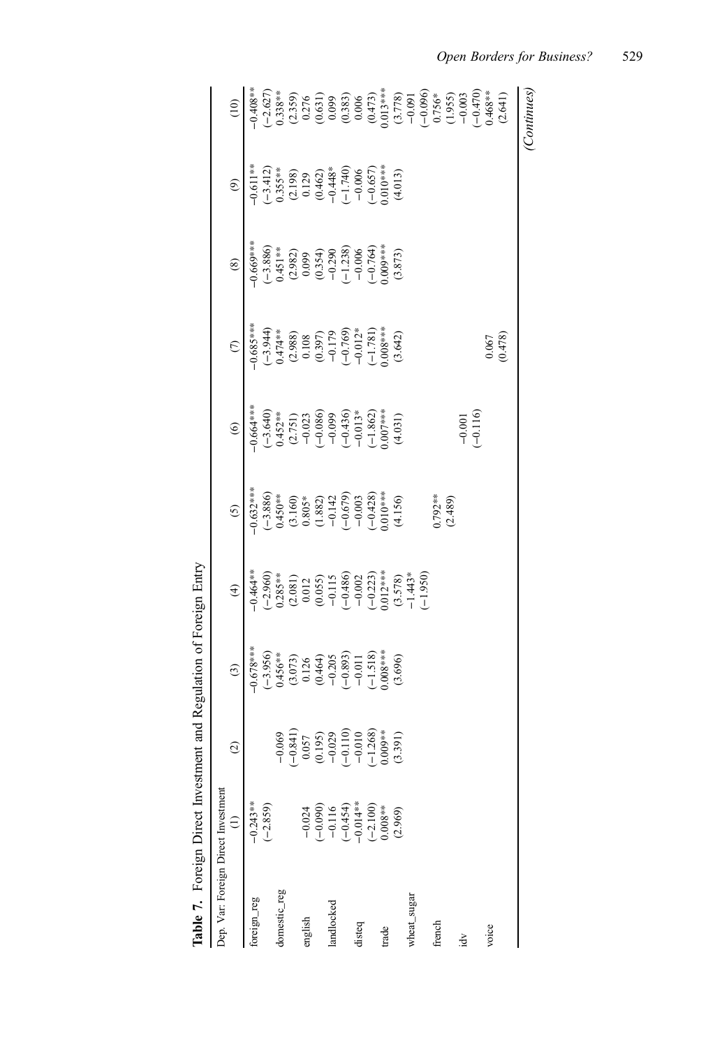**Table 7.** Foreign Direct Investment and Regulation of Foreign Entry

| Dep. Var: Foreign Direct Investment | (1) | (2) | (3) | (4) | (5) | (6) | (7) | (8) | (9) | (10) |
|---|---|---|---|---|---|---|---|---|---|---|
| foreign_reg | −0.243** | | −0.678*** | −0.464** | −0.632*** | −0.664*** | −0.685*** | −0.669*** | −0.611** | −0.408** |
| | (−2.859) | | (−3.956) | (−2.960) | (−3.886) | (−3.640) | (−3.944) | (−3.886) | (−3.412) | (−2.627) |
| domestic_reg | | −0.069 | 0.456** | 0.285** | 0.450** | 0.452** | 0.474** | 0.451** | 0.355** | 0.338** |
| | | (−0.841) | (3.073) | (2.081) | (3.160) | (2.751) | (2.988) | (2.982) | (2.198) | (2.359) |
| english | −0.024 | 0.057 | 0.126 | 0.012 | 0.805* | −0.023 | 0.108 | 0.099 | 0.129 | 0.276 |
| | (−0.090) | (0.195) | (0.464) | (0.055) | (1.882) | (−0.086) | (0.397) | (0.354) | (0.462) | (0.631) |
| landlocked | −0.116 | −0.029 | −0.205 | −0.115 | −0.142 | −0.099 | −0.179 | −0.290 | −0.448* | 0.099 |
| | (−0.454) | (−0.110) | (−0.893) | (−0.486) | (−0.679) | (−0.436) | (−0.769) | (−1.238) | (−1.740) | (0.383) |
| disteq | −0.014** | −0.010 | −0.011 | −0.002 | −0.003 | −0.013* | −0.012* | −0.006 | −0.006 | 0.006 |
| | (−2.100) | (−1.268) | (−1.518) | (−0.223) | (−0.428) | (−1.862) | (−1.781) | (−0.764) | (−0.657) | (0.473) |
| trade | 0.008** | 0.009** | 0.008*** | 0.012*** | 0.010*** | 0.007*** | 0.008*** | 0.009*** | 0.010*** | 0.013*** |
| | (2.969) | (3.391) | (3.696) | (3.578) | (4.156) | (4.031) | (3.642) | (3.873) | (4.013) | (3.778) |
| wheat_sugar | | | | −1.443* | | | | | | −0.091 |
| | | | | (−1.950) | | | | | | (−0.096) |
| french | | | | | 0.792** | | | | | 0.756* |
| | | | | | (2.489) | | | | | (1.955) |
| idv | | | | | | −0.001 | | | | −0.003 |
| | | | | | | (−0.116) | | | | (−0.470) |
| voice | | | | | | | 0.067 | | | 0.468** |
| | | | | | | | (0.478) | | | (2.641) |

*(Continues)*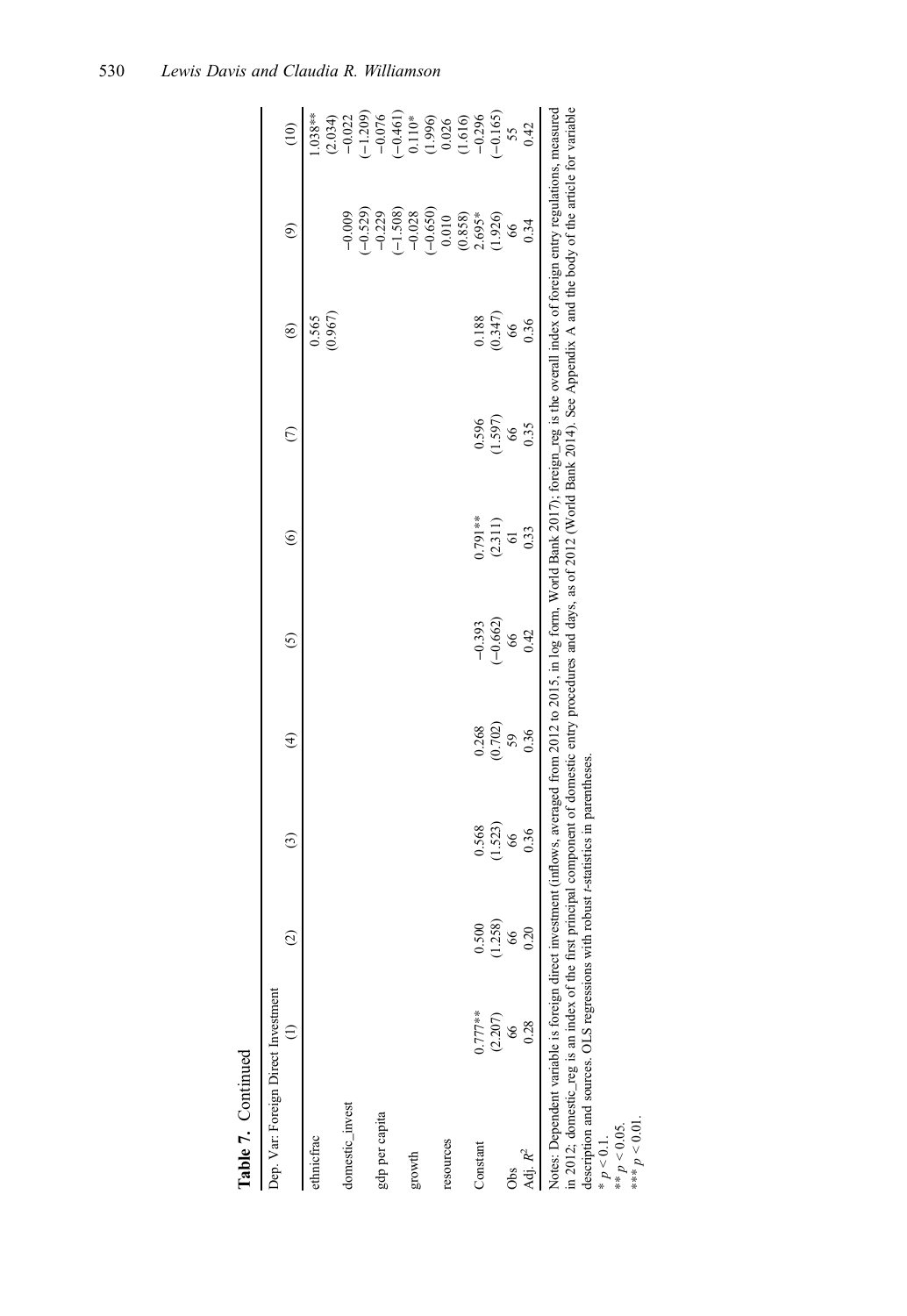**Table 7.** Continued

| Dep. Var: Foreign Direct Investment | (1) | (2) | (3) | (4) | (5) | (6) | (7) | (8) | (9) | (10) |
|---|---|---|---|---|---|---|---|---|---|---|
| ethnicfrac | | | | | | | | 0.565 | | 1.038** |
| | | | | | | | | (0.967) | | (2.034) |
| domestic_invest | | | | | | | | | −0.009 | −0.022 |
| | | | | | | | | | (−0.529) | (−1.209) |
| gdp per capita | | | | | | | | | −0.229 | −0.076 |
| | | | | | | | | | (−1.508) | (−0.461) |
| growth | | | | | | | | | −0.028 | 0.110* |
| | | | | | | | | | (−0.650) | (1.996) |
| resources | | | | | | | | | 0.010 | 0.026 |
| | | | | | | | | | (0.858) | (1.616) |
| Constant | 0.777** | 0.500 | 0.568 | 0.268 | −0.393 | 0.791** | 0.596 | 0.188 | 2.695* | −0.296 |
| | (2.207) | (1.258) | (1.523) | (0.702) | (−0.662) | (2.311) | (1.597) | (0.347) | (1.926) | (−0.165) |
| Obs | 66 | 66 | 66 | 59 | 66 | 61 | 66 | 66 | 66 | 55 |
| Adj. $R^2$ | 0.28 | 0.20 | 0.36 | 0.36 | 0.42 | 0.33 | 0.35 | 0.36 | 0.34 | 0.42 |

Notes: Dependent variable is foreign direct investment (inflows, averaged from 2012 to 2015, in log form, World Bank 2017); foreign_reg is the overall index of foreign entry regulations, measured in 2012; domestic_reg is an index of the first principal component of domestic entry procedures and days, as of 2012 (World Bank 2014). See Appendix A and the body of the article for variable description and sources. OLS regressions with robust *t*-statistics in parentheses.

\* $p < 0.1$.

\*\* $p < 0.05$.

\*\*\* $p < 0.01$.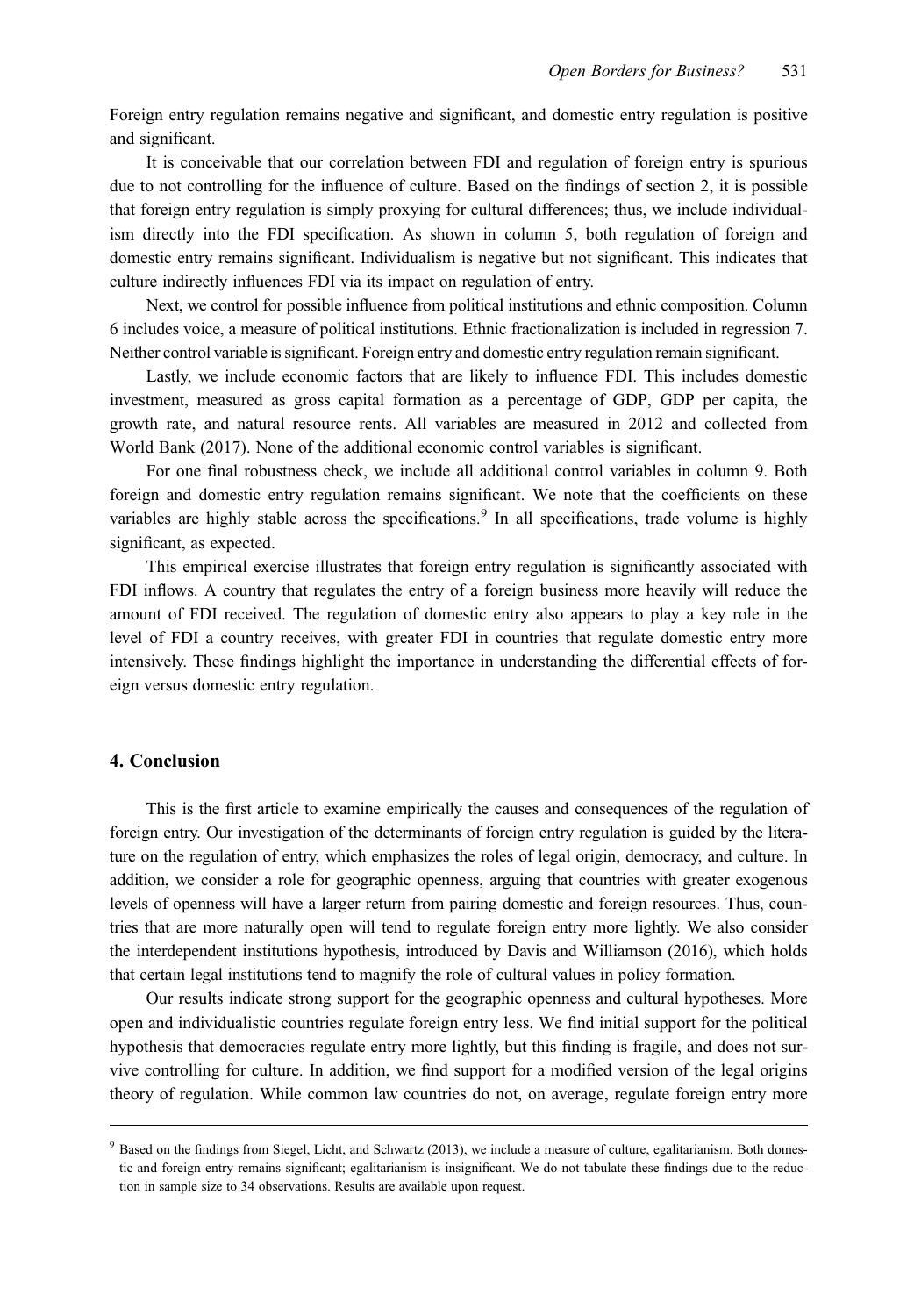Foreign entry regulation remains negative and significant, and domestic entry regulation is positive and significant.

It is conceivable that our correlation between FDI and regulation of foreign entry is spurious due to not controlling for the influence of culture. Based on the findings of section 2, it is possible that foreign entry regulation is simply proxying for cultural differences; thus, we include individualism directly into the FDI specification. As shown in column 5, both regulation of foreign and domestic entry remains significant. Individualism is negative but not significant. This indicates that culture indirectly influences FDI via its impact on regulation of entry.

Next, we control for possible influence from political institutions and ethnic composition. Column 6 includes voice, a measure of political institutions. Ethnic fractionalization is included in regression 7. Neither control variable is significant. Foreign entry and domestic entry regulation remain significant.

Lastly, we include economic factors that are likely to influence FDI. This includes domestic investment, measured as gross capital formation as a percentage of GDP, GDP per capita, the growth rate, and natural resource rents. All variables are measured in 2012 and collected from World Bank (2017). None of the additional economic control variables is significant.

For one final robustness check, we include all additional control variables in column 9. Both foreign and domestic entry regulation remains significant. We note that the coefficients on these variables are highly stable across the specifications.[9] In all specifications, trade volume is highly significant, as expected.

This empirical exercise illustrates that foreign entry regulation is significantly associated with FDI inflows. A country that regulates the entry of a foreign business more heavily will reduce the amount of FDI received. The regulation of domestic entry also appears to play a key role in the level of FDI a country receives, with greater FDI in countries that regulate domestic entry more intensively. These findings highlight the importance in understanding the differential effects of foreign versus domestic entry regulation.

## 4. Conclusion

This is the first article to examine empirically the causes and consequences of the regulation of foreign entry. Our investigation of the determinants of foreign entry regulation is guided by the literature on the regulation of entry, which emphasizes the roles of legal origin, democracy, and culture. In addition, we consider a role for geographic openness, arguing that countries with greater exogenous levels of openness will have a larger return from pairing domestic and foreign resources. Thus, countries that are more naturally open will tend to regulate foreign entry more lightly. We also consider the interdependent institutions hypothesis, introduced by Davis and Williamson (2016), which holds that certain legal institutions tend to magnify the role of cultural values in policy formation.

Our results indicate strong support for the geographic openness and cultural hypotheses. More open and individualistic countries regulate foreign entry less. We find initial support for the political hypothesis that democracies regulate entry more lightly, but this finding is fragile, and does not survive controlling for culture. In addition, we find support for a modified version of the legal origins theory of regulation. While common law countries do not, on average, regulate foreign entry more

[9] Based on the findings from Siegel, Licht, and Schwartz (2013), we include a measure of culture, egalitarianism. Both domestic and foreign entry remains significant; egalitarianism is insignificant. We do not tabulate these findings due to the reduction in sample size to 34 observations. Results are available upon request.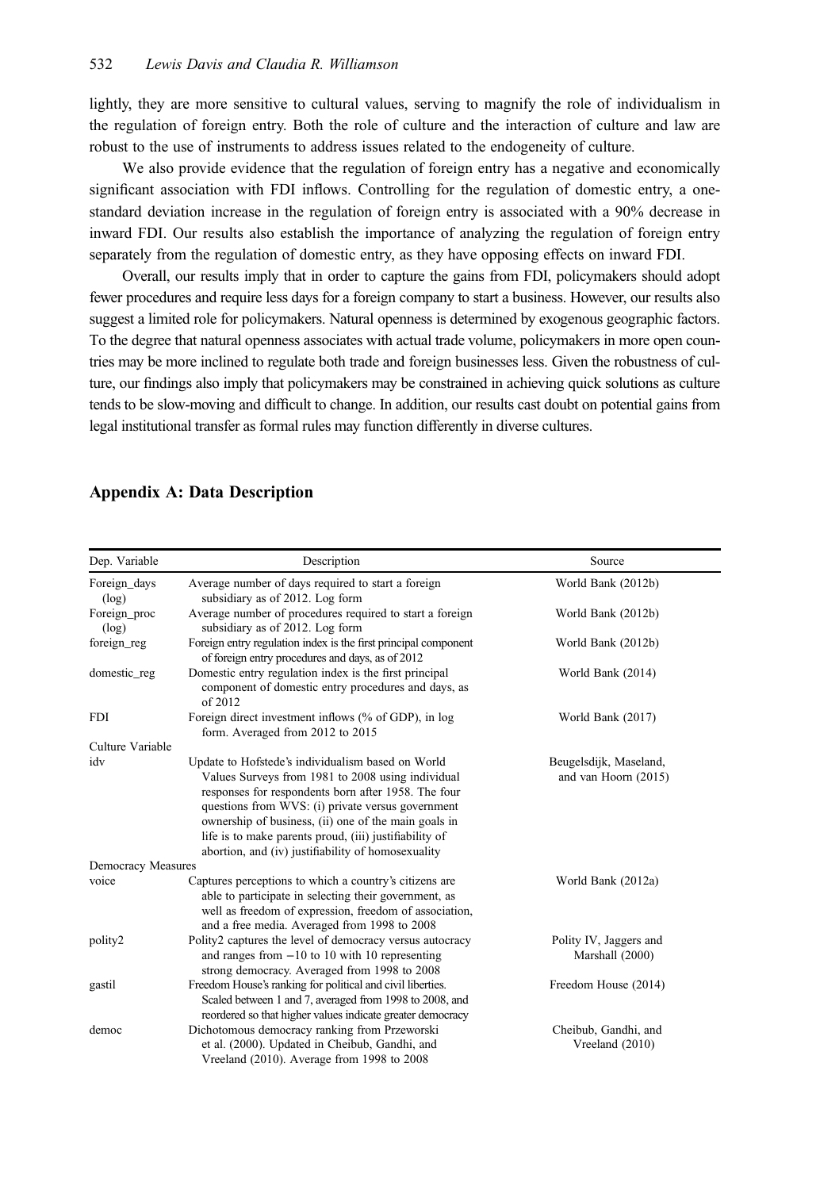lightly, they are more sensitive to cultural values, serving to magnify the role of individualism in the regulation of foreign entry. Both the role of culture and the interaction of culture and law are robust to the use of instruments to address issues related to the endogeneity of culture.

We also provide evidence that the regulation of foreign entry has a negative and economically significant association with FDI inflows. Controlling for the regulation of domestic entry, a one-standard deviation increase in the regulation of foreign entry is associated with a 90% decrease in inward FDI. Our results also establish the importance of analyzing the regulation of foreign entry separately from the regulation of domestic entry, as they have opposing effects on inward FDI.

Overall, our results imply that in order to capture the gains from FDI, policymakers should adopt fewer procedures and require less days for a foreign company to start a business. However, our results also suggest a limited role for policymakers. Natural openness is determined by exogenous geographic factors. To the degree that natural openness associates with actual trade volume, policymakers in more open countries may be more inclined to regulate both trade and foreign businesses less. Given the robustness of culture, our findings also imply that policymakers may be constrained in achieving quick solutions as culture tends to be slow-moving and difficult to change. In addition, our results cast doubt on potential gains from legal institutional transfer as formal rules may function differently in diverse cultures.

## Appendix A: Data Description

| Dep. Variable | Description | Source |
|---|---|---|
| Foreign_days (log) | Average number of days required to start a foreign subsidiary as of 2012. Log form | World Bank (2012b) |
| Foreign_proc (log) | Average number of procedures required to start a foreign subsidiary as of 2012. Log form | World Bank (2012b) |
| foreign_reg | Foreign entry regulation index is the first principal component of foreign entry procedures and days, as of 2012 | World Bank (2012b) |
| domestic_reg | Domestic entry regulation index is the first principal component of domestic entry procedures and days, as of 2012 | World Bank (2014) |
| FDI | Foreign direct investment inflows (% of GDP), in log form. Averaged from 2012 to 2015 | World Bank (2017) |
| Culture Variable | | |
| idv | Update to Hofstede's individualism based on World Values Surveys from 1981 to 2008 using individual responses for respondents born after 1958. The four questions from WVS: (i) private versus government ownership of business, (ii) one of the main goals in life is to make parents proud, (iii) justifiability of abortion, and (iv) justifiability of homosexuality | Beugelsdijk, Maseland, and van Hoorn (2015) |
| Democracy Measures | | |
| voice | Captures perceptions to which a country's citizens are able to participate in selecting their government, as well as freedom of expression, freedom of association, and a free media. Averaged from 1998 to 2008 | World Bank (2012a) |
| polity2 | Polity2 captures the level of democracy versus autocracy and ranges from −10 to 10 with 10 representing strong democracy. Averaged from 1998 to 2008 | Polity IV, Jaggers and Marshall (2000) |
| gastil | Freedom House's ranking for political and civil liberties. Scaled between 1 and 7, averaged from 1998 to 2008, and reordered so that higher values indicate greater democracy | Freedom House (2014) |
| democ | Dichotomous democracy ranking from Przeworski et al. (2000). Updated in Cheibub, Gandhi, and Vreeland (2010). Average from 1998 to 2008 | Cheibub, Gandhi, and Vreeland (2010) |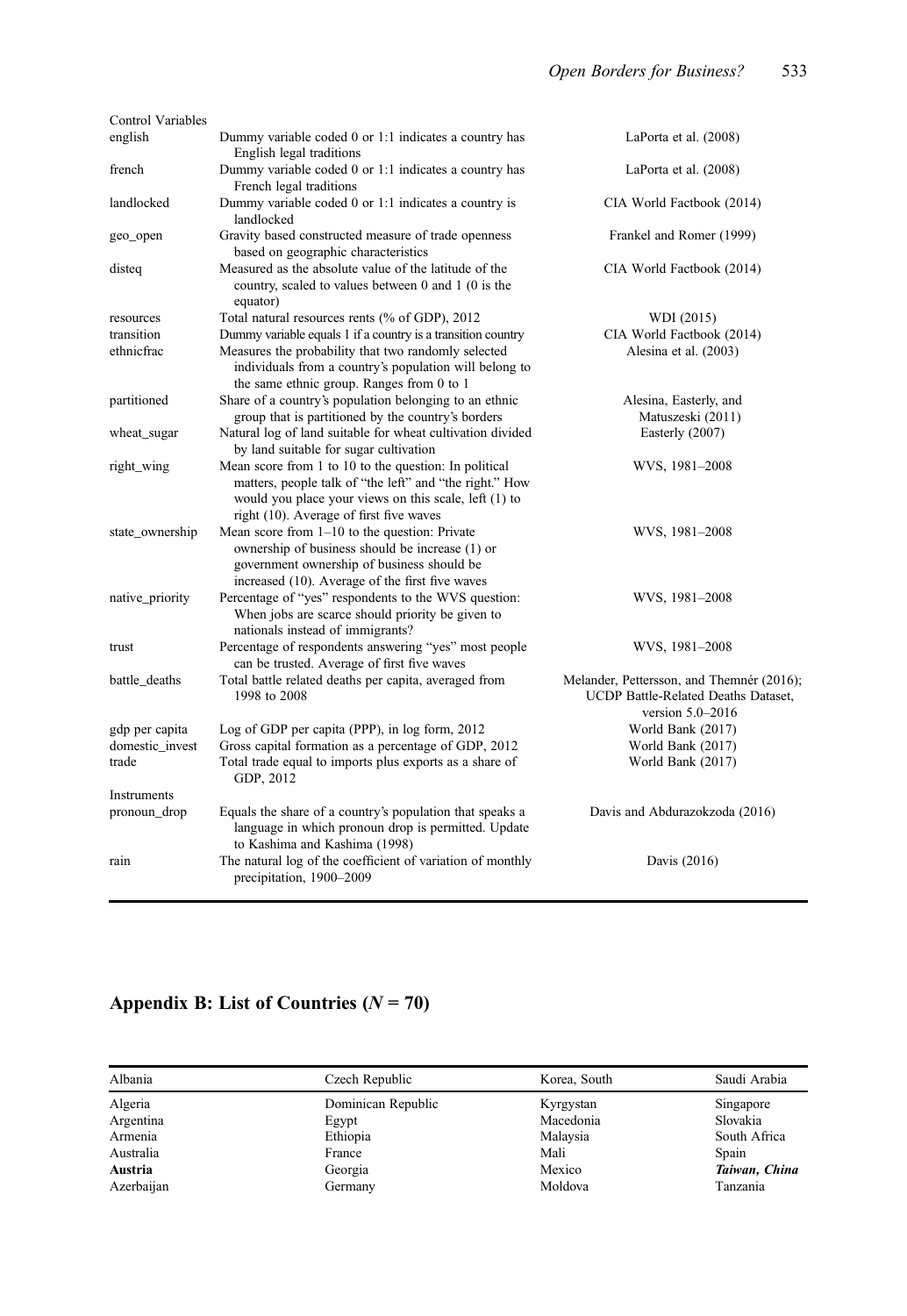| | | |
|---|---|---|
| Control Variables | | |
| english | Dummy variable coded 0 or 1:1 indicates a country has English legal traditions | LaPorta et al. (2008) |
| french | Dummy variable coded 0 or 1:1 indicates a country has French legal traditions | LaPorta et al. (2008) |
| landlocked | Dummy variable coded 0 or 1:1 indicates a country is landlocked | CIA World Factbook (2014) |
| geo_open | Gravity based constructed measure of trade openness based on geographic characteristics | Frankel and Romer (1999) |
| disteq | Measured as the absolute value of the latitude of the country, scaled to values between 0 and 1 (0 is the equator) | CIA World Factbook (2014) |
| resources | Total natural resources rents (% of GDP), 2012 | WDI (2015) |
| transition | Dummy variable equals 1 if a country is a transition country | CIA World Factbook (2014) |
| ethnicfrac | Measures the probability that two randomly selected individuals from a country's population will belong to the same ethnic group. Ranges from 0 to 1 | Alesina et al. (2003) |
| partitioned | Share of a country's population belonging to an ethnic group that is partitioned by the country's borders | Alesina, Easterly, and Matuszeski (2011) |
| wheat_sugar | Natural log of land suitable for wheat cultivation divided by land suitable for sugar cultivation | Easterly (2007) |
| right_wing | Mean score from 1 to 10 to the question: In political matters, people talk of "the left" and "the right." How would you place your views on this scale, left (1) to right (10). Average of first five waves | WVS, 1981–2008 |
| state_ownership | Mean score from 1–10 to the question: Private ownership of business should be increase (1) or government ownership of business should be increased (10). Average of the first five waves | WVS, 1981–2008 |
| native_priority | Percentage of "yes" respondents to the WVS question: When jobs are scarce should priority be given to nationals instead of immigrants? | WVS, 1981–2008 |
| trust | Percentage of respondents answering "yes" most people can be trusted. Average of first five waves | WVS, 1981–2008 |
| battle_deaths | Total battle related deaths per capita, averaged from 1998 to 2008 | Melander, Pettersson, and Themnér (2016); UCDP Battle-Related Deaths Dataset, version 5.0–2016 |
| gdp per capita | Log of GDP per capita (PPP), in log form, 2012 | World Bank (2017) |
| domestic_invest | Gross capital formation as a percentage of GDP, 2012 | World Bank (2017) |
| trade | Total trade equal to imports plus exports as a share of GDP, 2012 | World Bank (2017) |
| Instruments | | |
| pronoun_drop | Equals the share of a country's population that speaks a language in which pronoun drop is permitted. Update to Kashima and Kashima (1998) | Davis and Abdurazokzoda (2016) |
| rain | The natural log of the coefficient of variation of monthly precipitation, 1900–2009 | Davis (2016) |

## Appendix B: List of Countries ($N = 70$)

| Albania | Czech Republic | Korea, South | Saudi Arabia |
|---|---|---|---|
| Algeria | Dominican Republic | Kyrgystan | Singapore |
| Argentina | Egypt | Macedonia | Slovakia |
| Armenia | Ethiopia | Malaysia | South Africa |
| Australia | France | Mali | Spain |
| **Austria** | Georgia | Mexico | ***Taiwan, China*** |
| Azerbaijan | Germany | Moldova | Tanzania |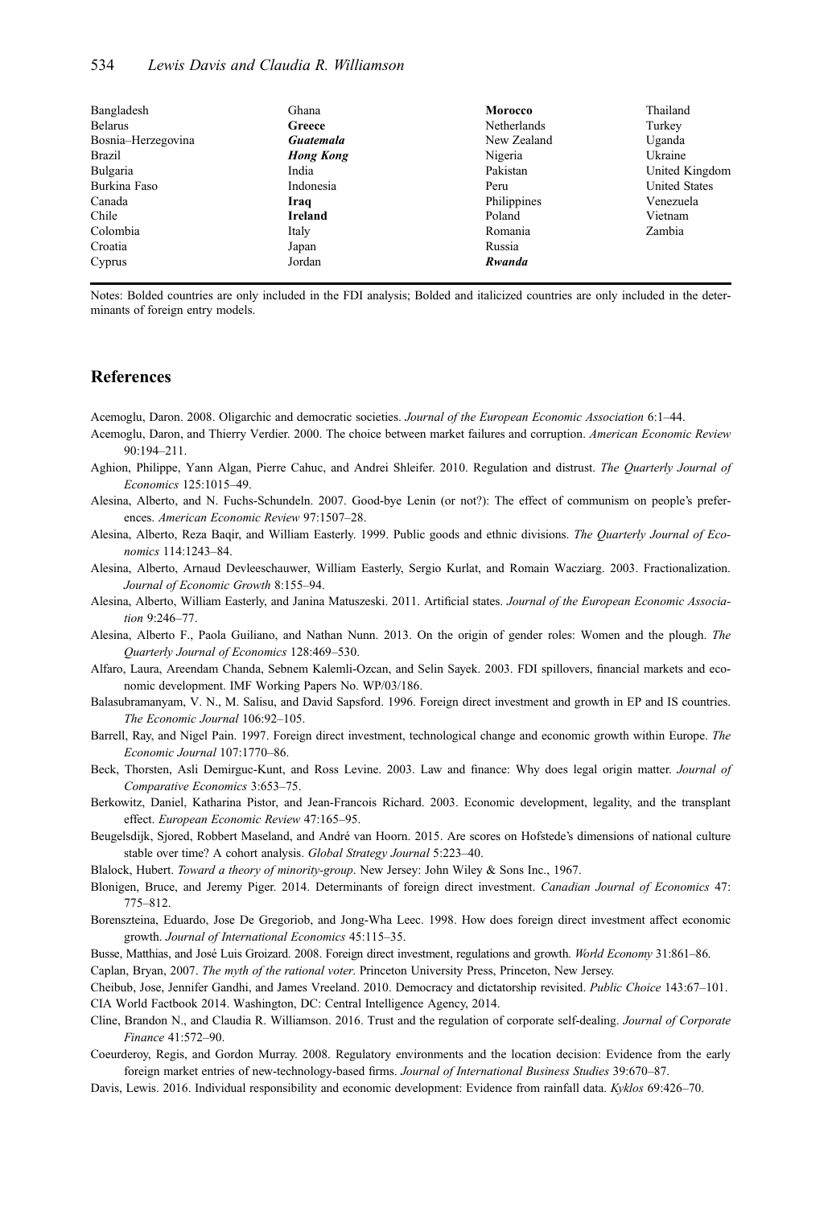| | | | |
|---|---|---|---|
| Bangladesh | Ghana | **Morocco** | Thailand |
| Belarus | **Greece** | Netherlands | Turkey |
| Bosnia–Herzegovina | ***Guatemala*** | New Zealand | Uganda |
| Brazil | ***Hong Kong*** | Nigeria | Ukraine |
| Bulgaria | India | Pakistan | United Kingdom |
| Burkina Faso | Indonesia | Peru | United States |
| Canada | **Iraq** | Philippines | Venezuela |
| Chile | **Ireland** | Poland | Vietnam |
| Colombia | Italy | Romania | Zambia |
| Croatia | Japan | Russia | |
| Cyprus | Jordan | ***Rwanda*** | |

Notes: Bolded countries are only included in the FDI analysis; Bolded and italicized countries are only included in the determinants of foreign entry models.

## References

Acemoglu, Daron. 2008. Oligarchic and democratic societies. *Journal of the European Economic Association* 6:1–44.

Acemoglu, Daron, and Thierry Verdier. 2000. The choice between market failures and corruption. *American Economic Review* 90:194–211.

Aghion, Philippe, Yann Algan, Pierre Cahuc, and Andrei Shleifer. 2010. Regulation and distrust. *The Quarterly Journal of Economics* 125:1015–49.

Alesina, Alberto, and N. Fuchs-Schundeln. 2007. Good-bye Lenin (or not?): The effect of communism on people's preferences. *American Economic Review* 97:1507–28.

Alesina, Alberto, Reza Baqir, and William Easterly. 1999. Public goods and ethnic divisions. *The Quarterly Journal of Economics* 114:1243–84.

Alesina, Alberto, Arnaud Devleeschauwer, William Easterly, Sergio Kurlat, and Romain Wacziarg. 2003. Fractionalization. *Journal of Economic Growth* 8:155–94.

Alesina, Alberto, William Easterly, and Janina Matuszeski. 2011. Artificial states. *Journal of the European Economic Association* 9:246–77.

Alesina, Alberto F., Paola Guiliano, and Nathan Nunn. 2013. On the origin of gender roles: Women and the plough. *The Quarterly Journal of Economics* 128:469–530.

Alfaro, Laura, Areendam Chanda, Sebnem Kalemli-Ozcan, and Selin Sayek. 2003. FDI spillovers, financial markets and economic development. IMF Working Papers No. WP/03/186.

Balasubramanyam, V. N., M. Salisu, and David Sapsford. 1996. Foreign direct investment and growth in EP and IS countries. *The Economic Journal* 106:92–105.

Barrell, Ray, and Nigel Pain. 1997. Foreign direct investment, technological change and economic growth within Europe. *The Economic Journal* 107:1770–86.

Beck, Thorsten, Asli Demirguc-Kunt, and Ross Levine. 2003. Law and finance: Why does legal origin matter. *Journal of Comparative Economics* 3:653–75.

Berkowitz, Daniel, Katharina Pistor, and Jean-Francois Richard. 2003. Economic development, legality, and the transplant effect. *European Economic Review* 47:165–95.

Beugelsdijk, Sjored, Robbert Maseland, and André van Hoorn. 2015. Are scores on Hofstede's dimensions of national culture stable over time? A cohort analysis. *Global Strategy Journal* 5:223–40.

Blalock, Hubert. *Toward a theory of minority-group*. New Jersey: John Wiley & Sons Inc., 1967.

Blonigen, Bruce, and Jeremy Piger. 2014. Determinants of foreign direct investment. *Canadian Journal of Economics* 47: 775–812.

Borensztein, Eduardo, Jose De Gregoriob, and Jong-Wha Leec. 1998. How does foreign direct investment affect economic growth. *Journal of International Economics* 45:115–35.

Busse, Matthias, and José Luis Groizard. 2008. Foreign direct investment, regulations and growth. *World Economy* 31:861–86.

Caplan, Bryan, 2007. *The myth of the rational voter*. Princeton University Press, Princeton, New Jersey.

Cheibub, Jose, Jennifer Gandhi, and James Vreeland. 2010. Democracy and dictatorship revisited. *Public Choice* 143:67–101.

CIA World Factbook 2014. Washington, DC: Central Intelligence Agency, 2014.

Cline, Brandon N., and Claudia R. Williamson. 2016. Trust and the regulation of corporate self-dealing. *Journal of Corporate Finance* 41:572–90.

Coeurderoy, Regis, and Gordon Murray. 2008. Regulatory environments and the location decision: Evidence from the early foreign market entries of new-technology-based firms. *Journal of International Business Studies* 39:670–87.

Davis, Lewis. 2016. Individual responsibility and economic development: Evidence from rainfall data. *Kyklos* 69:426–70.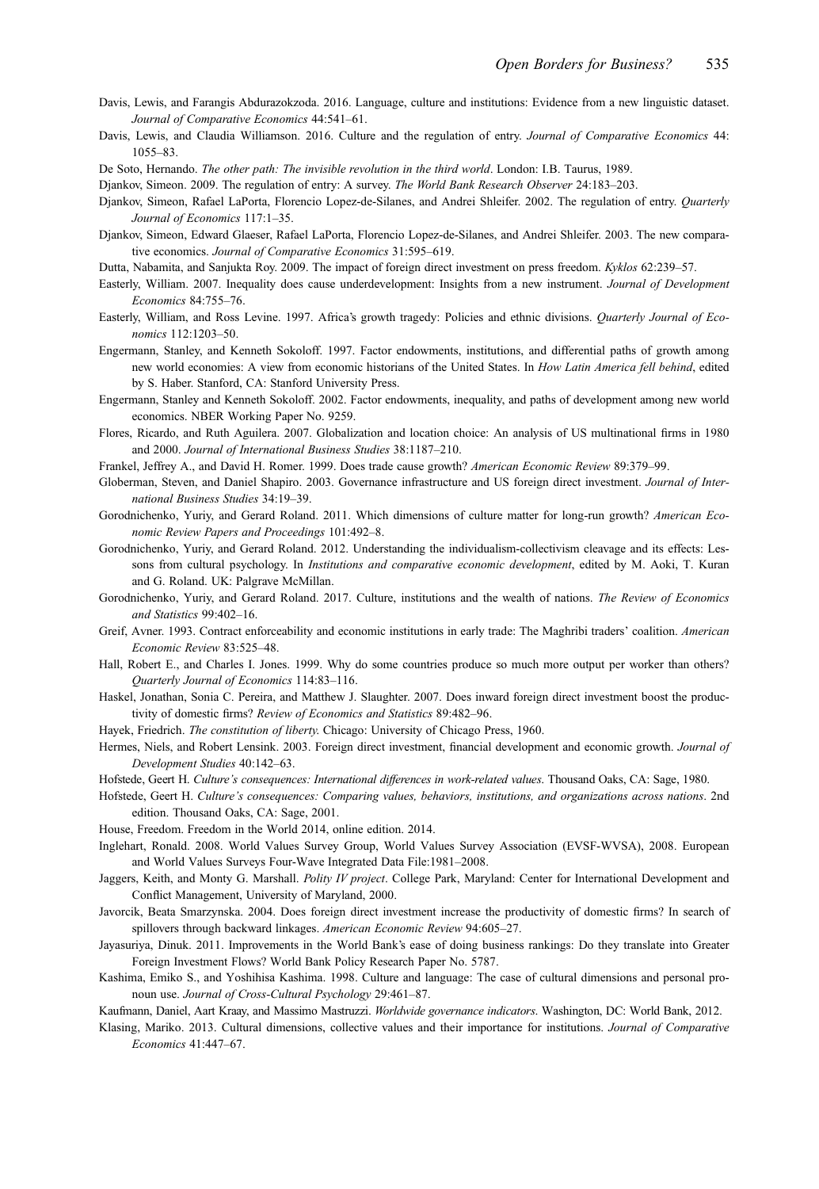Davis, Lewis, and Farangis Abdurazokzoda. 2016. Language, culture and institutions: Evidence from a new linguistic dataset. *Journal of Comparative Economics* 44:541–61.

Davis, Lewis, and Claudia Williamson. 2016. Culture and the regulation of entry. *Journal of Comparative Economics* 44: 1055–83.

De Soto, Hernando. *The other path: The invisible revolution in the third world*. London: I.B. Taurus, 1989.

Djankov, Simeon. 2009. The regulation of entry: A survey. *The World Bank Research Observer* 24:183–203.

Djankov, Simeon, Rafael LaPorta, Florencio Lopez-de-Silanes, and Andrei Shleifer. 2002. The regulation of entry. *Quarterly Journal of Economics* 117:1–35.

Djankov, Simeon, Edward Glaeser, Rafael LaPorta, Florencio Lopez-de-Silanes, and Andrei Shleifer. 2003. The new comparative economics. *Journal of Comparative Economics* 31:595–619.

Dutta, Nabamita, and Sanjukta Roy. 2009. The impact of foreign direct investment on press freedom. *Kyklos* 62:239–57.

Easterly, William. 2007. Inequality does cause underdevelopment: Insights from a new instrument. *Journal of Development Economics* 84:755–76.

Easterly, William, and Ross Levine. 1997. Africa's growth tragedy: Policies and ethnic divisions. *Quarterly Journal of Economics* 112:1203–50.

Engermann, Stanley, and Kenneth Sokoloff. 1997. Factor endowments, institutions, and differential paths of growth among new world economies: A view from economic historians of the United States. In *How Latin America fell behind*, edited by S. Haber. Stanford, CA: Stanford University Press.

Engermann, Stanley and Kenneth Sokoloff. 2002. Factor endowments, inequality, and paths of development among new world economics. NBER Working Paper No. 9259.

Flores, Ricardo, and Ruth Aguilera. 2007. Globalization and location choice: An analysis of US multinational firms in 1980 and 2000. *Journal of International Business Studies* 38:1187–210.

Frankel, Jeffrey A., and David H. Romer. 1999. Does trade cause growth? *American Economic Review* 89:379–99.

Globerman, Steven, and Daniel Shapiro. 2003. Governance infrastructure and US foreign direct investment. *Journal of International Business Studies* 34:19–39.

Gorodnichenko, Yuriy, and Gerard Roland. 2011. Which dimensions of culture matter for long-run growth? *American Economic Review Papers and Proceedings* 101:492–8.

Gorodnichenko, Yuriy, and Gerard Roland. 2012. Understanding the individualism-collectivism cleavage and its effects: Lessons from cultural psychology. In *Institutions and comparative economic development*, edited by M. Aoki, T. Kuran and G. Roland. UK: Palgrave McMillan.

Gorodnichenko, Yuriy, and Gerard Roland. 2017. Culture, institutions and the wealth of nations. *The Review of Economics and Statistics* 99:402–16.

Greif, Avner. 1993. Contract enforceability and economic institutions in early trade: The Maghribi traders' coalition. *American Economic Review* 83:525–48.

Hall, Robert E., and Charles I. Jones. 1999. Why do some countries produce so much more output per worker than others? *Quarterly Journal of Economics* 114:83–116.

Haskel, Jonathan, Sonia C. Pereira, and Matthew J. Slaughter. 2007. Does inward foreign direct investment boost the productivity of domestic firms? *Review of Economics and Statistics* 89:482–96.

Hayek, Friedrich. *The constitution of liberty*. Chicago: University of Chicago Press, 1960.

Hermes, Niels, and Robert Lensink. 2003. Foreign direct investment, financial development and economic growth. *Journal of Development Studies* 40:142–63.

Hofstede, Geert H. *Culture's consequences: International differences in work-related values*. Thousand Oaks, CA: Sage, 1980.

Hofstede, Geert H. *Culture's consequences: Comparing values, behaviors, institutions, and organizations across nations*. 2nd edition. Thousand Oaks, CA: Sage, 2001.

House, Freedom. Freedom in the World 2014, online edition. 2014.

Inglehart, Ronald. 2008. World Values Survey Group, World Values Survey Association (EVSF-WVSA), 2008. European and World Values Surveys Four-Wave Integrated Data File:1981–2008.

Jaggers, Keith, and Monty G. Marshall. *Polity IV project*. College Park, Maryland: Center for International Development and Conflict Management, University of Maryland, 2000.

Javorcik, Beata Smarzynska. 2004. Does foreign direct investment increase the productivity of domestic firms? In search of spillovers through backward linkages. *American Economic Review* 94:605–27.

Jayasuriya, Dinuk. 2011. Improvements in the World Bank's ease of doing business rankings: Do they translate into Greater Foreign Investment Flows? World Bank Policy Research Paper No. 5787.

Kashima, Emiko S., and Yoshihisa Kashima. 1998. Culture and language: The case of cultural dimensions and personal pronoun use. *Journal of Cross-Cultural Psychology* 29:461–87.

Kaufmann, Daniel, Aart Kraay, and Massimo Mastruzzi. *Worldwide governance indicators*. Washington, DC: World Bank, 2012.

Klasing, Mariko. 2013. Cultural dimensions, collective values and their importance for institutions. *Journal of Comparative Economics* 41:447–67.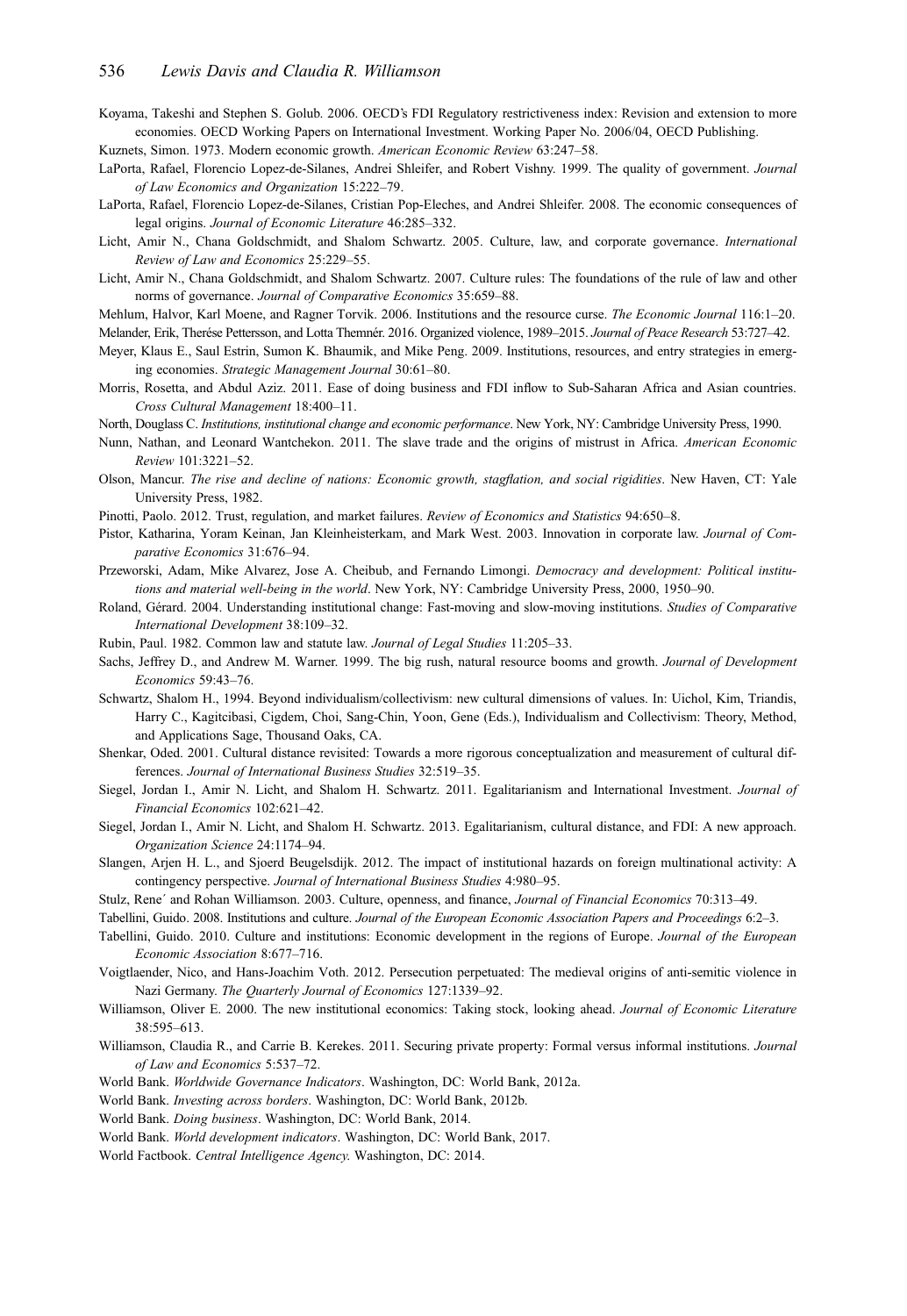Koyama, Takeshi and Stephen S. Golub. 2006. OECD's FDI Regulatory restrictiveness index: Revision and extension to more economies. OECD Working Papers on International Investment. Working Paper No. 2006/04, OECD Publishing.

Kuznets, Simon. 1973. Modern economic growth. *American Economic Review* 63:247–58.

LaPorta, Rafael, Florencio Lopez-de-Silanes, Andrei Shleifer, and Robert Vishny. 1999. The quality of government. *Journal of Law Economics and Organization* 15:222–79.

LaPorta, Rafael, Florencio Lopez-de-Silanes, Cristian Pop-Eleches, and Andrei Shleifer. 2008. The economic consequences of legal origins. *Journal of Economic Literature* 46:285–332.

Licht, Amir N., Chana Goldschmidt, and Shalom Schwartz. 2005. Culture, law, and corporate governance. *International Review of Law and Economics* 25:229–55.

Licht, Amir N., Chana Goldschmidt, and Shalom Schwartz. 2007. Culture rules: The foundations of the rule of law and other norms of governance. *Journal of Comparative Economics* 35:659–88.

Mehlum, Halvor, Karl Moene, and Ragner Torvik. 2006. Institutions and the resource curse. *The Economic Journal* 116:1–20.

Melander, Erik, Therése Pettersson, and Lotta Themnér. 2016. Organized violence, 1989–2015. *Journal of Peace Research* 53:727–42.

Meyer, Klaus E., Saul Estrin, Sumon K. Bhaumik, and Mike Peng. 2009. Institutions, resources, and entry strategies in emerging economies. *Strategic Management Journal* 30:61–80.

Morris, Rosetta, and Abdul Aziz. 2011. Ease of doing business and FDI inflow to Sub-Saharan Africa and Asian countries. *Cross Cultural Management* 18:400–11.

North, Douglass C. *Institutions, institutional change and economic performance*. New York, NY: Cambridge University Press, 1990.

Nunn, Nathan, and Leonard Wantchekon. 2011. The slave trade and the origins of mistrust in Africa. *American Economic Review* 101:3221–52.

Olson, Mancur. *The rise and decline of nations: Economic growth, stagflation, and social rigidities*. New Haven, CT: Yale University Press, 1982.

Pinotti, Paolo. 2012. Trust, regulation, and market failures. *Review of Economics and Statistics* 94:650–8.

Pistor, Katharina, Yoram Keinan, Jan Kleinheisterkam, and Mark West. 2003. Innovation in corporate law. *Journal of Comparative Economics* 31:676–94.

Przeworski, Adam, Mike Alvarez, Jose A. Cheibub, and Fernando Limongi. *Democracy and development: Political institutions and material well-being in the world*. New York, NY: Cambridge University Press, 2000, 1950–90.

Roland, Gérard. 2004. Understanding institutional change: Fast-moving and slow-moving institutions. *Studies of Comparative International Development* 38:109–32.

Rubin, Paul. 1982. Common law and statute law. *Journal of Legal Studies* 11:205–33.

Sachs, Jeffrey D., and Andrew M. Warner. 1999. The big rush, natural resource booms and growth. *Journal of Development Economics* 59:43–76.

Schwartz, Shalom H., 1994. Beyond individualism/collectivism: new cultural dimensions of values. In: Uichol, Kim, Triandis, Harry C., Kagitcibasi, Cigdem, Choi, Sang-Chin, Yoon, Gene (Eds.), Individualism and Collectivism: Theory, Method, and Applications Sage, Thousand Oaks, CA.

Shenkar, Oded. 2001. Cultural distance revisited: Towards a more rigorous conceptualization and measurement of cultural differences. *Journal of International Business Studies* 32:519–35.

Siegel, Jordan I., Amir N. Licht, and Shalom H. Schwartz. 2011. Egalitarianism and International Investment. *Journal of Financial Economics* 102:621–42.

Siegel, Jordan I., Amir N. Licht, and Shalom H. Schwartz. 2013. Egalitarianism, cultural distance, and FDI: A new approach. *Organization Science* 24:1174–94.

Slangen, Arjen H. L., and Sjoerd Beugelsdijk. 2012. The impact of institutional hazards on foreign multinational activity: A contingency perspective. *Journal of International Business Studies* 4:980–95.

Stulz, Rene´ and Rohan Williamson. 2003. Culture, openness, and finance, *Journal of Financial Economics* 70:313–49.

Tabellini, Guido. 2008. Institutions and culture. *Journal of the European Economic Association Papers and Proceedings* 6:2–3.

Tabellini, Guido. 2010. Culture and institutions: Economic development in the regions of Europe. *Journal of the European Economic Association* 8:677–716.

Voigtlaender, Nico, and Hans-Joachim Voth. 2012. Persecution perpetuated: The medieval origins of anti-semitic violence in Nazi Germany. *The Quarterly Journal of Economics* 127:1339–92.

Williamson, Oliver E. 2000. The new institutional economics: Taking stock, looking ahead. *Journal of Economic Literature* 38:595–613.

Williamson, Claudia R., and Carrie B. Kerekes. 2011. Securing private property: Formal versus informal institutions. *Journal of Law and Economics* 5:537–72.

World Bank. *Worldwide Governance Indicators*. Washington, DC: World Bank, 2012a.

World Bank. *Investing across borders*. Washington, DC: World Bank, 2012b.

World Bank. *Doing business*. Washington, DC: World Bank, 2014.

World Bank. *World development indicators*. Washington, DC: World Bank, 2017.

World Factbook. *Central Intelligence Agency.* Washington, DC: 2014.